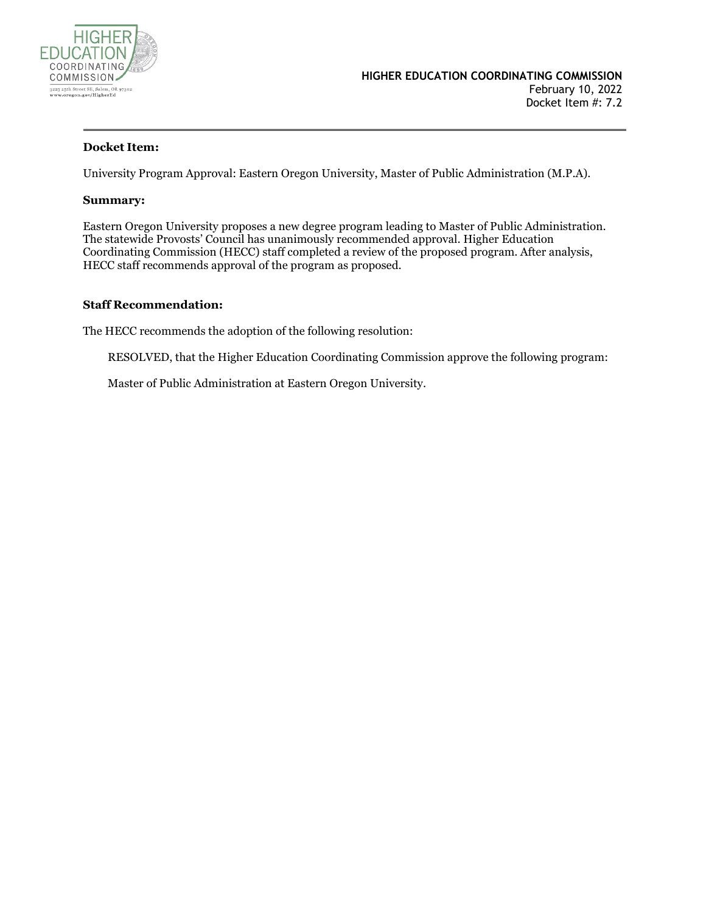HIGHER EDUCATION COORDINATING COMMISSION

3225 25th Street SE, Salem, OR 97302
www.oregon.gov/HigherEd

**HIGHER EDUCATION COORDINATING COMMISSION**
February 10, 2022
Docket Item #: 7.2

---

**Docket Item:**

University Program Approval: Eastern Oregon University, Master of Public Administration (M.P.A).

**Summary:**

Eastern Oregon University proposes a new degree program leading to Master of Public Administration. The statewide Provosts' Council has unanimously recommended approval. Higher Education Coordinating Commission (HECC) staff completed a review of the proposed program. After analysis, HECC staff recommends approval of the program as proposed.

**Staff Recommendation:**

The HECC recommends the adoption of the following resolution:

> RESOLVED, that the Higher Education Coordinating Commission approve the following program:
>
> Master of Public Administration at Eastern Oregon University.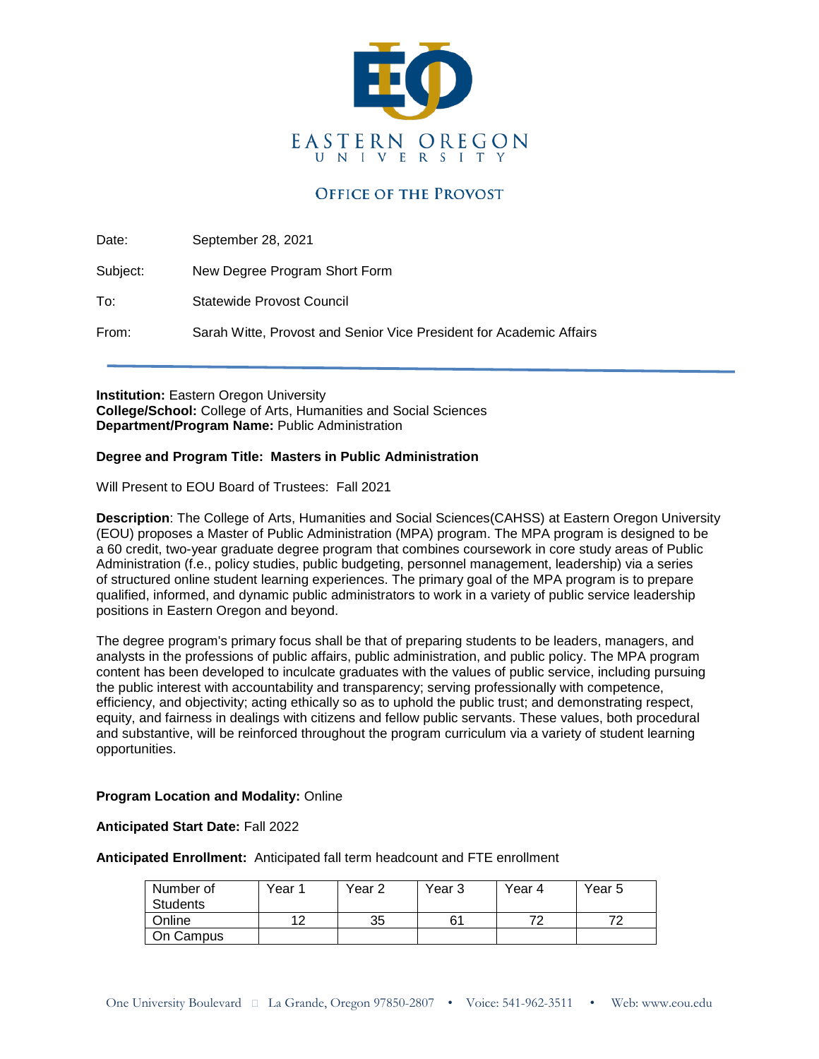EASTERN OREGON UNIVERSITY

OFFICE OF THE PROVOST

Date: September 28, 2021

Subject: New Degree Program Short Form

To: Statewide Provost Council

From: Sarah Witte, Provost and Senior Vice President for Academic Affairs

---

**Institution:** Eastern Oregon University
**College/School:** College of Arts, Humanities and Social Sciences
**Department/Program Name:** Public Administration

**Degree and Program Title: Masters in Public Administration**

Will Present to EOU Board of Trustees: Fall 2021

**Description**: The College of Arts, Humanities and Social Sciences(CAHSS) at Eastern Oregon University (EOU) proposes a Master of Public Administration (MPA) program. The MPA program is designed to be a 60 credit, two-year graduate degree program that combines coursework in core study areas of Public Administration (f.e., policy studies, public budgeting, personnel management, leadership) via a series of structured online student learning experiences. The primary goal of the MPA program is to prepare qualified, informed, and dynamic public administrators to work in a variety of public service leadership positions in Eastern Oregon and beyond.

The degree program's primary focus shall be that of preparing students to be leaders, managers, and analysts in the professions of public affairs, public administration, and public policy. The MPA program content has been developed to inculcate graduates with the values of public service, including pursuing the public interest with accountability and transparency; serving professionally with competence, efficiency, and objectivity; acting ethically so as to uphold the public trust; and demonstrating respect, equity, and fairness in dealings with citizens and fellow public servants. These values, both procedural and substantive, will be reinforced throughout the program curriculum via a variety of student learning opportunities.

**Program Location and Modality:** Online

**Anticipated Start Date:** Fall 2022

**Anticipated Enrollment:** Anticipated fall term headcount and FTE enrollment

| Number of Students | Year 1 | Year 2 | Year 3 | Year 4 | Year 5 |
|---|---|---|---|---|---|
| Online | 12 | 35 | 61 | 72 | 72 |
| On Campus | | | | | |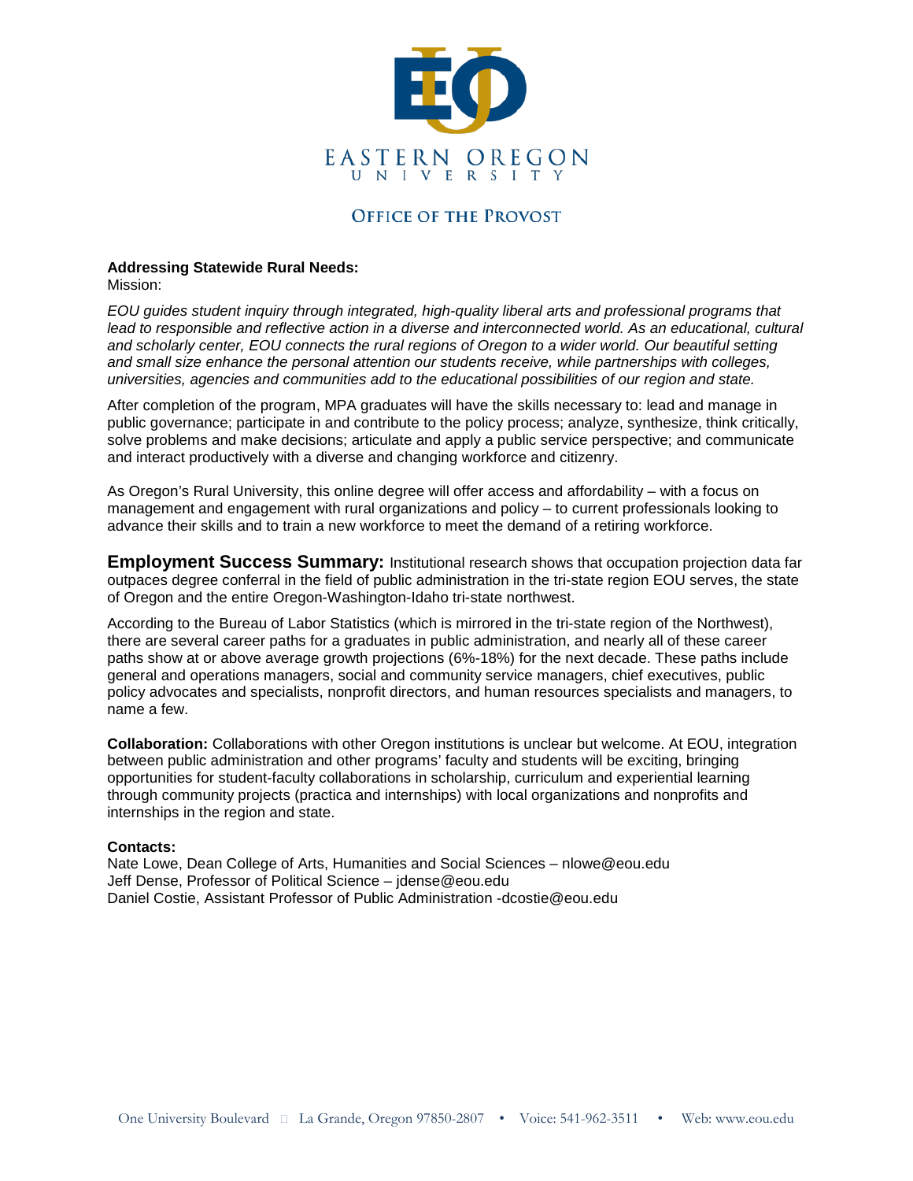**OFFICE OF THE PROVOST**

**Addressing Statewide Rural Needs:**
Mission:

*EOU guides student inquiry through integrated, high-quality liberal arts and professional programs that lead to responsible and reflective action in a diverse and interconnected world. As an educational, cultural and scholarly center, EOU connects the rural regions of Oregon to a wider world. Our beautiful setting and small size enhance the personal attention our students receive, while partnerships with colleges, universities, agencies and communities add to the educational possibilities of our region and state.*

After completion of the program, MPA graduates will have the skills necessary to: lead and manage in public governance; participate in and contribute to the policy process; analyze, synthesize, think critically, solve problems and make decisions; articulate and apply a public service perspective; and communicate and interact productively with a diverse and changing workforce and citizenry.

As Oregon's Rural University, this online degree will offer access and affordability – with a focus on management and engagement with rural organizations and policy – to current professionals looking to advance their skills and to train a new workforce to meet the demand of a retiring workforce.

**Employment Success Summary:** Institutional research shows that occupation projection data far outpaces degree conferral in the field of public administration in the tri-state region EOU serves, the state of Oregon and the entire Oregon-Washington-Idaho tri-state northwest.

According to the Bureau of Labor Statistics (which is mirrored in the tri-state region of the Northwest), there are several career paths for a graduates in public administration, and nearly all of these career paths show at or above average growth projections (6%-18%) for the next decade. These paths include general and operations managers, social and community service managers, chief executives, public policy advocates and specialists, nonprofit directors, and human resources specialists and managers, to name a few.

**Collaboration:** Collaborations with other Oregon institutions is unclear but welcome. At EOU, integration between public administration and other programs' faculty and students will be exciting, bringing opportunities for student-faculty collaborations in scholarship, curriculum and experiential learning through community projects (practica and internships) with local organizations and nonprofits and internships in the region and state.

**Contacts:**
Nate Lowe, Dean College of Arts, Humanities and Social Sciences – nlowe@eou.edu
Jeff Dense, Professor of Political Science – jdense@eou.edu
Daniel Costie, Assistant Professor of Public Administration -dcostie@eou.edu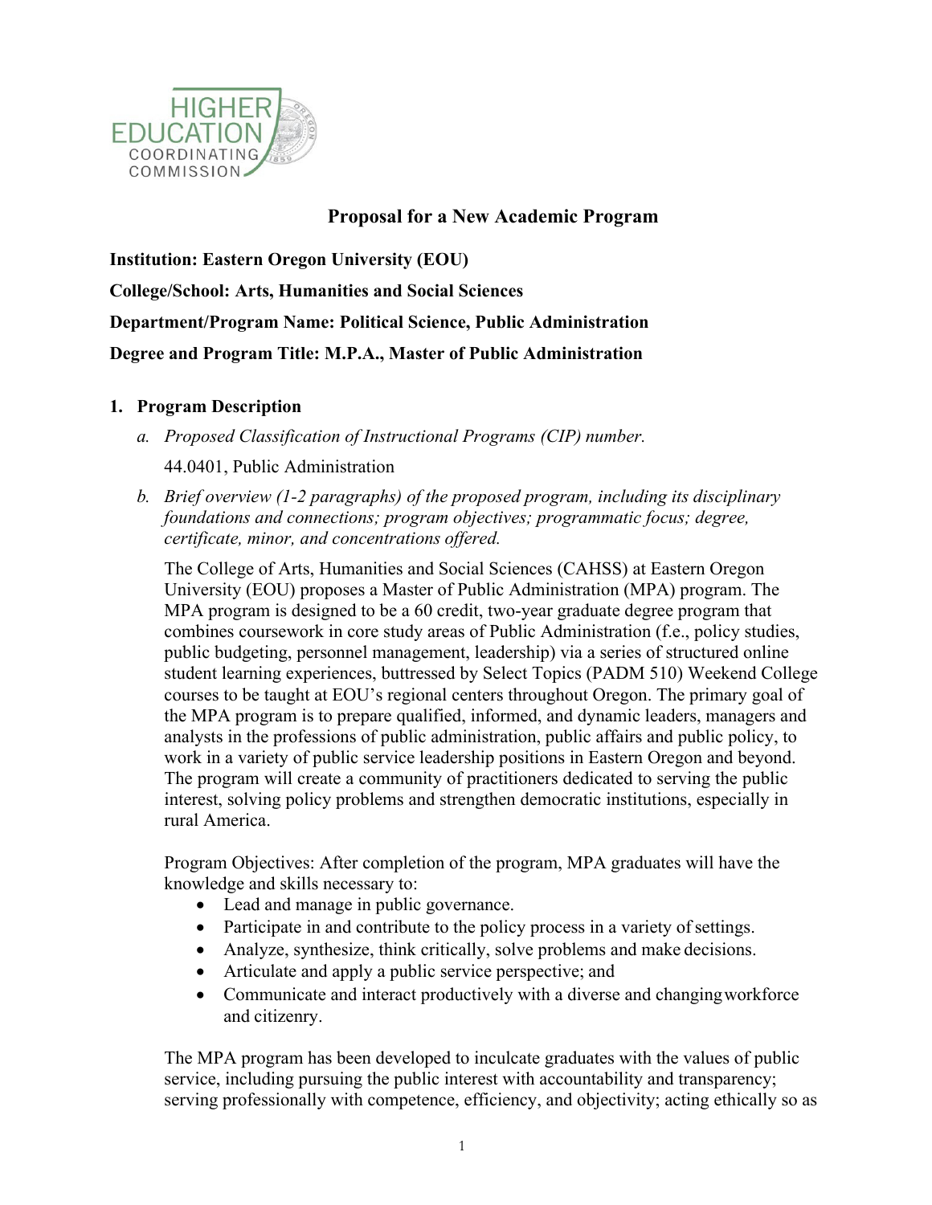HIGHER EDUCATION COORDINATING COMMISSION

# Proposal for a New Academic Program

**Institution: Eastern Oregon University (EOU)**

**College/School: Arts, Humanities and Social Sciences**

**Department/Program Name: Political Science, Public Administration**

**Degree and Program Title: M.P.A., Master of Public Administration**

## 1. Program Description

*a. Proposed Classification of Instructional Programs (CIP) number.*

44.0401, Public Administration

*b. Brief overview (1-2 paragraphs) of the proposed program, including its disciplinary foundations and connections; program objectives; programmatic focus; degree, certificate, minor, and concentrations offered.*

The College of Arts, Humanities and Social Sciences (CAHSS) at Eastern Oregon University (EOU) proposes a Master of Public Administration (MPA) program. The MPA program is designed to be a 60 credit, two-year graduate degree program that combines coursework in core study areas of Public Administration (f.e., policy studies, public budgeting, personnel management, leadership) via a series of structured online student learning experiences, buttressed by Select Topics (PADM 510) Weekend College courses to be taught at EOU's regional centers throughout Oregon. The primary goal of the MPA program is to prepare qualified, informed, and dynamic leaders, managers and analysts in the professions of public administration, public affairs and public policy, to work in a variety of public service leadership positions in Eastern Oregon and beyond. The program will create a community of practitioners dedicated to serving the public interest, solving policy problems and strengthen democratic institutions, especially in rural America.

Program Objectives: After completion of the program, MPA graduates will have the knowledge and skills necessary to:

- Lead and manage in public governance.
- Participate in and contribute to the policy process in a variety of settings.
- Analyze, synthesize, think critically, solve problems and make decisions.
- Articulate and apply a public service perspective; and
- Communicate and interact productively with a diverse and changing workforce and citizenry.

The MPA program has been developed to inculcate graduates with the values of public service, including pursuing the public interest with accountability and transparency; serving professionally with competence, efficiency, and objectivity; acting ethically so as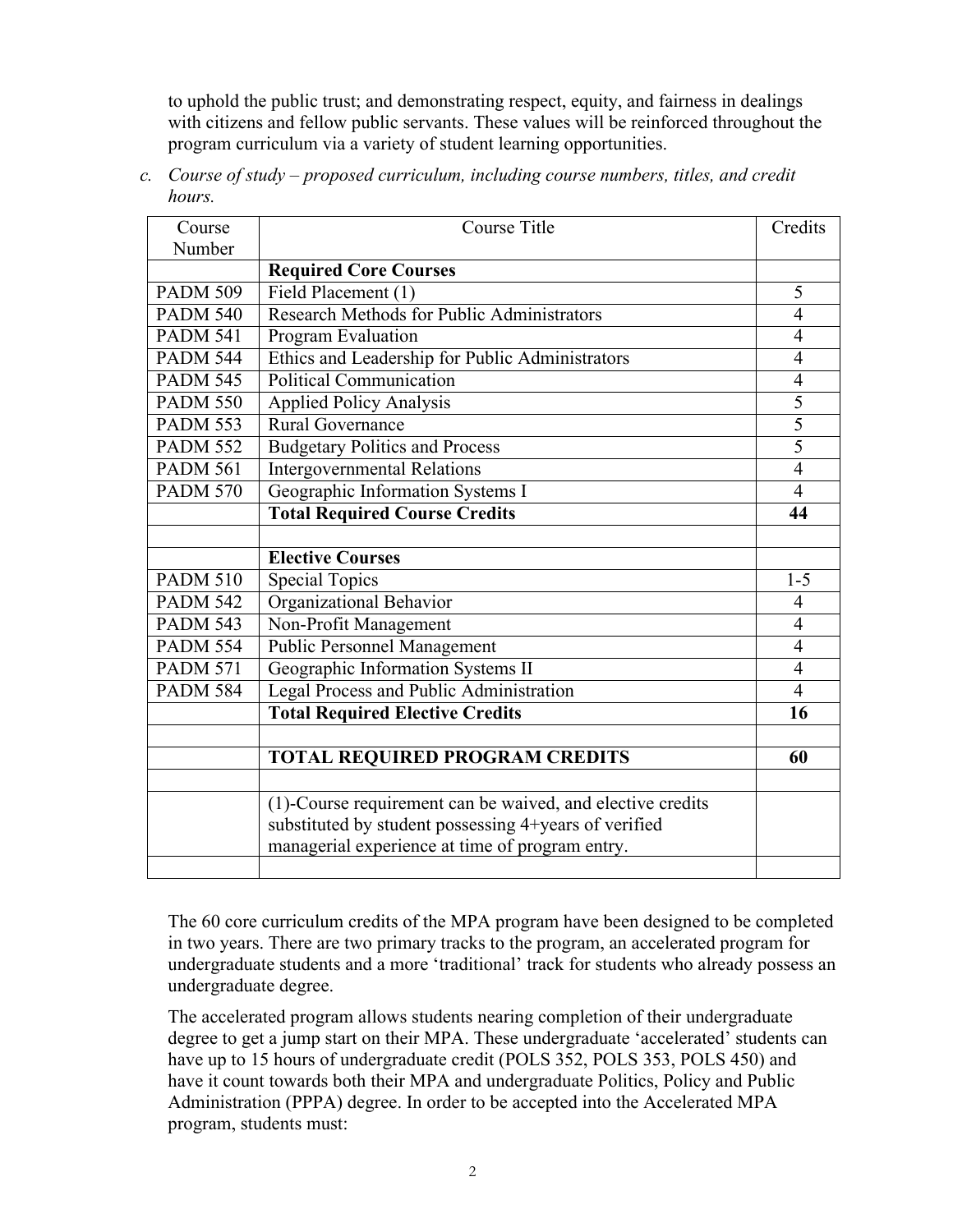to uphold the public trust; and demonstrating respect, equity, and fairness in dealings with citizens and fellow public servants. These values will be reinforced throughout the program curriculum via a variety of student learning opportunities.

*c. Course of study – proposed curriculum, including course numbers, titles, and credit hours.*

| Course Number | Course Title | Credits |
|---|---|---|
| | **Required Core Courses** | |
| PADM 509 | Field Placement (1) | 5 |
| PADM 540 | Research Methods for Public Administrators | 4 |
| PADM 541 | Program Evaluation | 4 |
| PADM 544 | Ethics and Leadership for Public Administrators | 4 |
| PADM 545 | Political Communication | 4 |
| PADM 550 | Applied Policy Analysis | 5 |
| PADM 553 | Rural Governance | 5 |
| PADM 552 | Budgetary Politics and Process | 5 |
| PADM 561 | Intergovernmental Relations | 4 |
| PADM 570 | Geographic Information Systems I | 4 |
| | **Total Required Course Credits** | **44** |
| | | |
| | **Elective Courses** | |
| PADM 510 | Special Topics | 1-5 |
| PADM 542 | Organizational Behavior | 4 |
| PADM 543 | Non-Profit Management | 4 |
| PADM 554 | Public Personnel Management | 4 |
| PADM 571 | Geographic Information Systems II | 4 |
| PADM 584 | Legal Process and Public Administration | 4 |
| | **Total Required Elective Credits** | **16** |
| | | |
| | **TOTAL REQUIRED PROGRAM CREDITS** | **60** |
| | | |
| | (1)-Course requirement can be waived, and elective credits substituted by student possessing 4+years of verified managerial experience at time of program entry. | |
| | | |

The 60 core curriculum credits of the MPA program have been designed to be completed in two years. There are two primary tracks to the program, an accelerated program for undergraduate students and a more 'traditional' track for students who already possess an undergraduate degree.

The accelerated program allows students nearing completion of their undergraduate degree to get a jump start on their MPA. These undergraduate 'accelerated' students can have up to 15 hours of undergraduate credit (POLS 352, POLS 353, POLS 450) and have it count towards both their MPA and undergraduate Politics, Policy and Public Administration (PPPA) degree. In order to be accepted into the Accelerated MPA program, students must: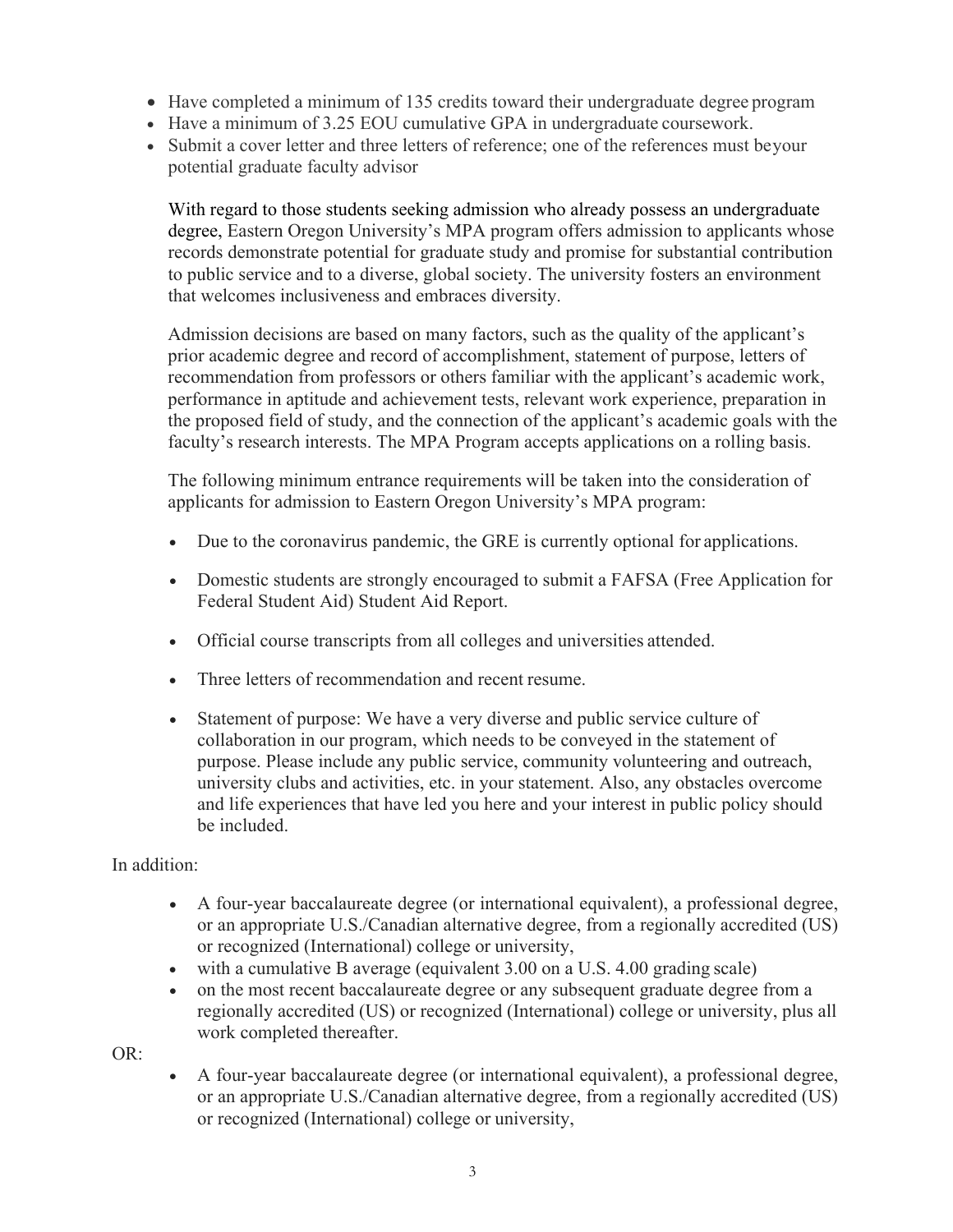- Have completed a minimum of 135 credits toward their undergraduate degree program
- Have a minimum of 3.25 EOU cumulative GPA in undergraduate coursework.
- Submit a cover letter and three letters of reference; one of the references must beyour potential graduate faculty advisor

With regard to those students seeking admission who already possess an undergraduate degree, Eastern Oregon University's MPA program offers admission to applicants whose records demonstrate potential for graduate study and promise for substantial contribution to public service and to a diverse, global society. The university fosters an environment that welcomes inclusiveness and embraces diversity.

Admission decisions are based on many factors, such as the quality of the applicant's prior academic degree and record of accomplishment, statement of purpose, letters of recommendation from professors or others familiar with the applicant's academic work, performance in aptitude and achievement tests, relevant work experience, preparation in the proposed field of study, and the connection of the applicant's academic goals with the faculty's research interests. The MPA Program accepts applications on a rolling basis.

The following minimum entrance requirements will be taken into the consideration of applicants for admission to Eastern Oregon University's MPA program:

- Due to the coronavirus pandemic, the GRE is currently optional for applications.
- Domestic students are strongly encouraged to submit a FAFSA (Free Application for Federal Student Aid) Student Aid Report.
- Official course transcripts from all colleges and universities attended.
- Three letters of recommendation and recent resume.
- Statement of purpose: We have a very diverse and public service culture of collaboration in our program, which needs to be conveyed in the statement of purpose. Please include any public service, community volunteering and outreach, university clubs and activities, etc. in your statement. Also, any obstacles overcome and life experiences that have led you here and your interest in public policy should be included.

In addition:

- A four-year baccalaureate degree (or international equivalent), a professional degree, or an appropriate U.S./Canadian alternative degree, from a regionally accredited (US) or recognized (International) college or university,
- with a cumulative B average (equivalent 3.00 on a U.S. 4.00 grading scale)
- on the most recent baccalaureate degree or any subsequent graduate degree from a regionally accredited (US) or recognized (International) college or university, plus all work completed thereafter.

OR:

- A four-year baccalaureate degree (or international equivalent), a professional degree, or an appropriate U.S./Canadian alternative degree, from a regionally accredited (US) or recognized (International) college or university,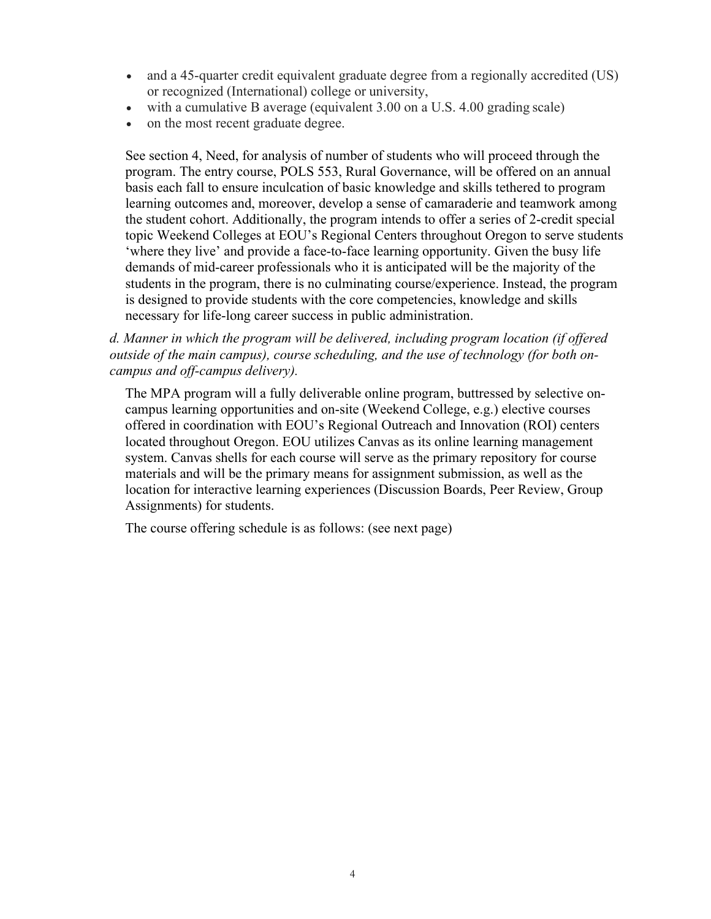- and a 45-quarter credit equivalent graduate degree from a regionally accredited (US) or recognized (International) college or university,
- with a cumulative B average (equivalent 3.00 on a U.S. 4.00 grading scale)
- on the most recent graduate degree.

See section 4, Need, for analysis of number of students who will proceed through the program. The entry course, POLS 553, Rural Governance, will be offered on an annual basis each fall to ensure inculcation of basic knowledge and skills tethered to program learning outcomes and, moreover, develop a sense of camaraderie and teamwork among the student cohort. Additionally, the program intends to offer a series of 2-credit special topic Weekend Colleges at EOU's Regional Centers throughout Oregon to serve students 'where they live' and provide a face-to-face learning opportunity. Given the busy life demands of mid-career professionals who it is anticipated will be the majority of the students in the program, there is no culminating course/experience. Instead, the program is designed to provide students with the core competencies, knowledge and skills necessary for life-long career success in public administration.

*d. Manner in which the program will be delivered, including program location (if offered outside of the main campus), course scheduling, and the use of technology (for both on-campus and off-campus delivery).*

The MPA program will a fully deliverable online program, buttressed by selective on-campus learning opportunities and on-site (Weekend College, e.g.) elective courses offered in coordination with EOU's Regional Outreach and Innovation (ROI) centers located throughout Oregon. EOU utilizes Canvas as its online learning management system. Canvas shells for each course will serve as the primary repository for course materials and will be the primary means for assignment submission, as well as the location for interactive learning experiences (Discussion Boards, Peer Review, Group Assignments) for students.

The course offering schedule is as follows: (see next page)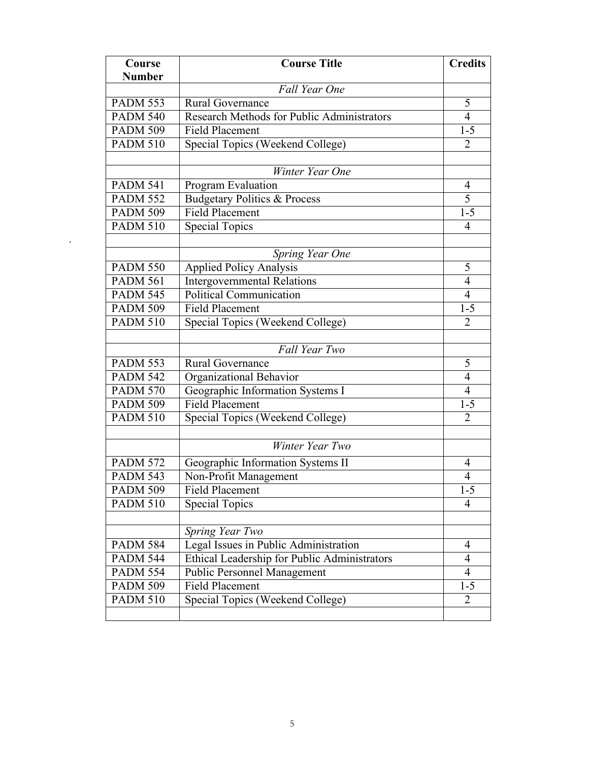| Course Number | Course Title | Credits |
|---|---|---|
| | *Fall Year One* | |
| PADM 553 | Rural Governance | 5 |
| PADM 540 | Research Methods for Public Administrators | 4 |
| PADM 509 | Field Placement | 1-5 |
| PADM 510 | Special Topics (Weekend College) | 2 |
| | | |
| | *Winter Year One* | |
| PADM 541 | Program Evaluation | 4 |
| PADM 552 | Budgetary Politics & Process | 5 |
| PADM 509 | Field Placement | 1-5 |
| PADM 510 | Special Topics | 4 |
| | | |
| | *Spring Year One* | |
| PADM 550 | Applied Policy Analysis | 5 |
| PADM 561 | Intergovernmental Relations | 4 |
| PADM 545 | Political Communication | 4 |
| PADM 509 | Field Placement | 1-5 |
| PADM 510 | Special Topics (Weekend College) | 2 |
| | | |
| | *Fall Year Two* | |
| PADM 553 | Rural Governance | 5 |
| PADM 542 | Organizational Behavior | 4 |
| PADM 570 | Geographic Information Systems I | 4 |
| PADM 509 | Field Placement | 1-5 |
| PADM 510 | Special Topics (Weekend College) | 2 |
| | | |
| | *Winter Year Two* | |
| PADM 572 | Geographic Information Systems II | 4 |
| PADM 543 | Non-Profit Management | 4 |
| PADM 509 | Field Placement | 1-5 |
| PADM 510 | Special Topics | 4 |
| | | |
| | *Spring Year Two* | |
| PADM 584 | Legal Issues in Public Administration | 4 |
| PADM 544 | Ethical Leadership for Public Administrators | 4 |
| PADM 554 | Public Personnel Management | 4 |
| PADM 509 | Field Placement | 1-5 |
| PADM 510 | Special Topics (Weekend College) | 2 |
| | | |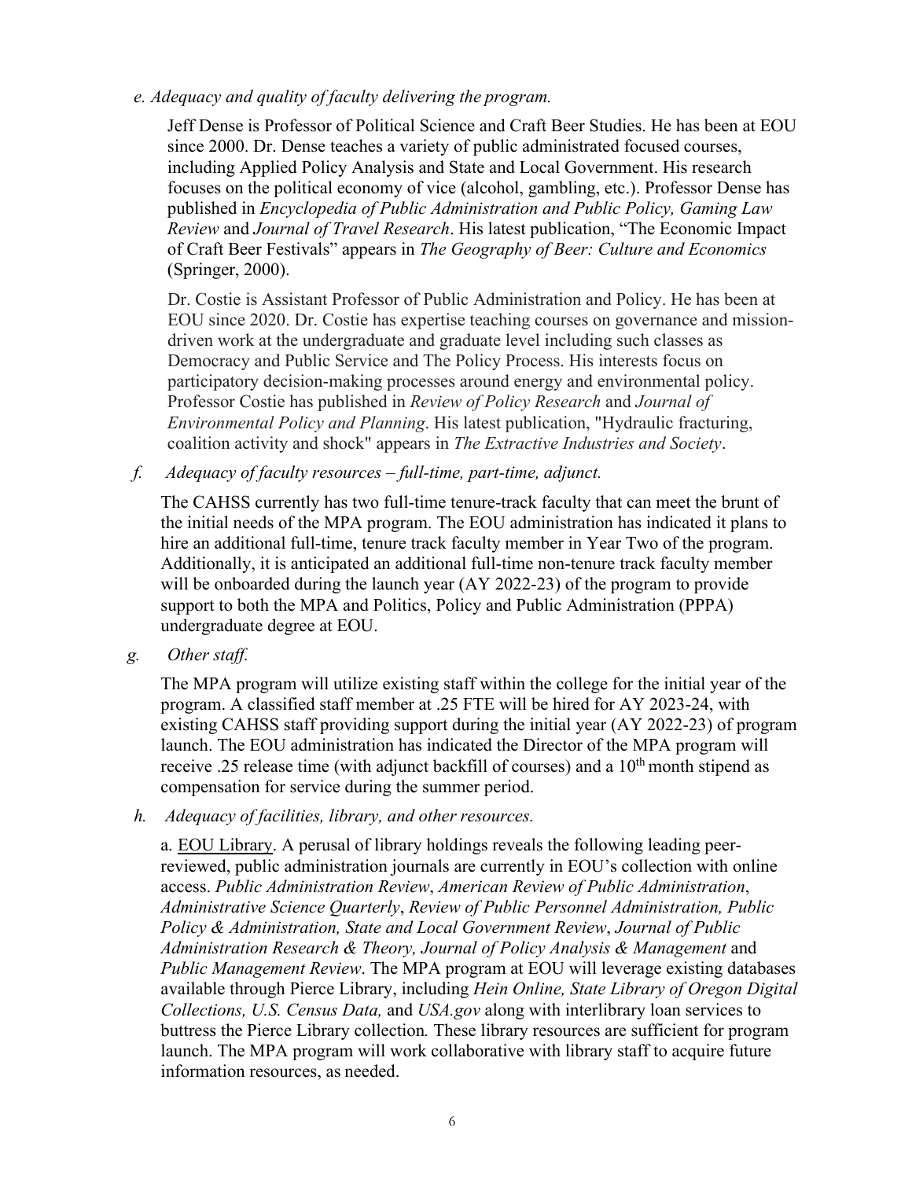*e. Adequacy and quality of faculty delivering the program.*

Jeff Dense is Professor of Political Science and Craft Beer Studies. He has been at EOU since 2000. Dr. Dense teaches a variety of public administrated focused courses, including Applied Policy Analysis and State and Local Government. His research focuses on the political economy of vice (alcohol, gambling, etc.). Professor Dense has published in *Encyclopedia of Public Administration and Public Policy, Gaming Law Review* and *Journal of Travel Research*. His latest publication, "The Economic Impact of Craft Beer Festivals" appears in *The Geography of Beer: Culture and Economics* (Springer, 2000).

Dr. Costie is Assistant Professor of Public Administration and Policy. He has been at EOU since 2020. Dr. Costie has expertise teaching courses on governance and mission-driven work at the undergraduate and graduate level including such classes as Democracy and Public Service and The Policy Process. His interests focus on participatory decision-making processes around energy and environmental policy. Professor Costie has published in *Review of Policy Research* and *Journal of Environmental Policy and Planning*. His latest publication, "Hydraulic fracturing, coalition activity and shock" appears in *The Extractive Industries and Society*.

*f. Adequacy of faculty resources – full-time, part-time, adjunct.*

The CAHSS currently has two full-time tenure-track faculty that can meet the brunt of the initial needs of the MPA program. The EOU administration has indicated it plans to hire an additional full-time, tenure track faculty member in Year Two of the program. Additionally, it is anticipated an additional full-time non-tenure track faculty member will be onboarded during the launch year (AY 2022-23) of the program to provide support to both the MPA and Politics, Policy and Public Administration (PPPA) undergraduate degree at EOU.

*g. Other staff.*

The MPA program will utilize existing staff within the college for the initial year of the program. A classified staff member at .25 FTE will be hired for AY 2023-24, with existing CAHSS staff providing support during the initial year (AY 2022-23) of program launch. The EOU administration has indicated the Director of the MPA program will receive .25 release time (with adjunct backfill of courses) and a 10th month stipend as compensation for service during the summer period.

*h. Adequacy of facilities, library, and other resources.*

a. EOU Library. A perusal of library holdings reveals the following leading peer-reviewed, public administration journals are currently in EOU's collection with online access. *Public Administration Review*, *American Review of Public Administration*, *Administrative Science Quarterly*, *Review of Public Personnel Administration, Public Policy & Administration, State and Local Government Review*, *Journal of Public Administration Research & Theory, Journal of Policy Analysis & Management* and *Public Management Review*. The MPA program at EOU will leverage existing databases available through Pierce Library, including *Hein Online, State Library of Oregon Digital Collections, U.S. Census Data,* and *USA.gov* along with interlibrary loan services to buttress the Pierce Library collection*.* These library resources are sufficient for program launch. The MPA program will work collaborative with library staff to acquire future information resources, as needed.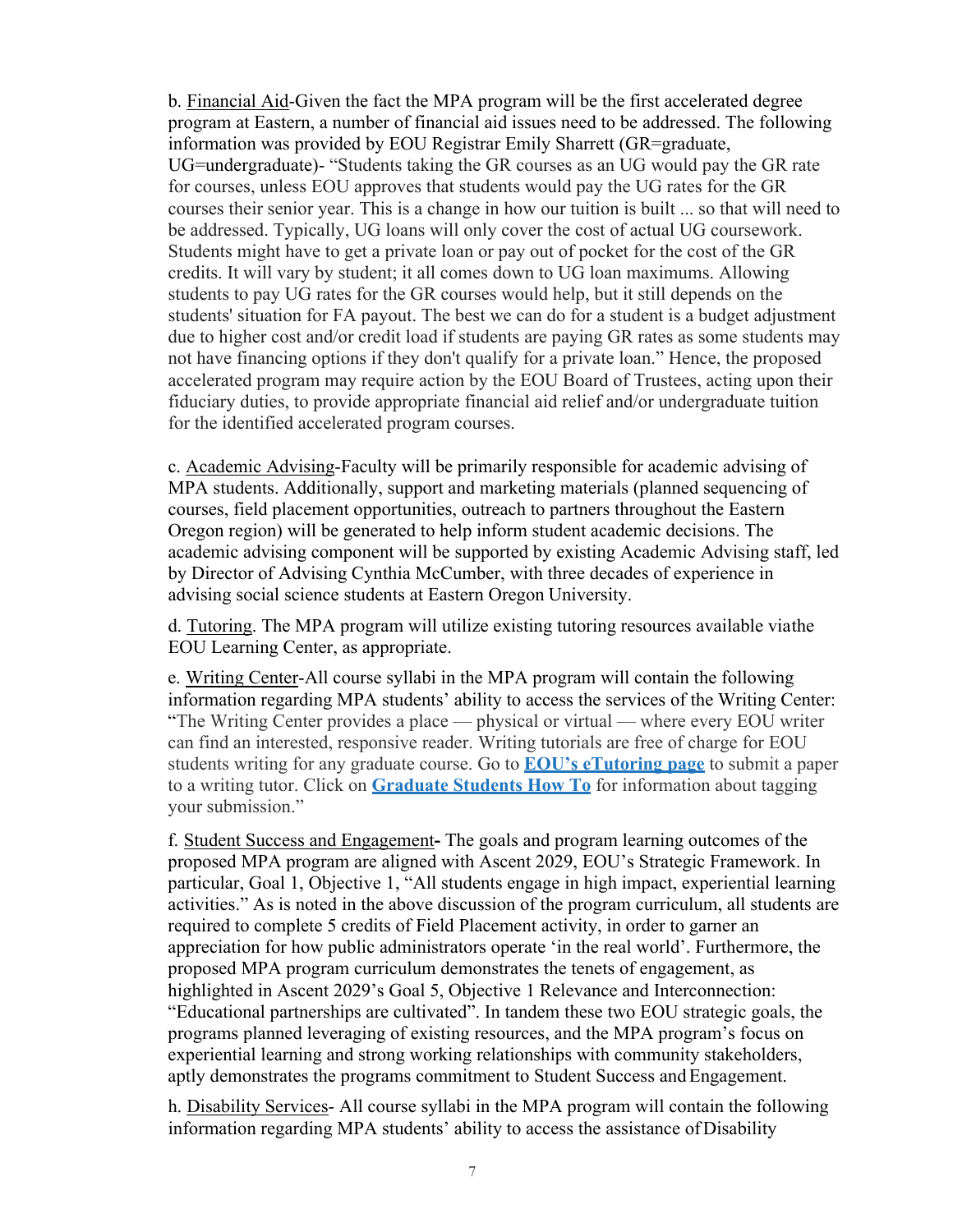b. Financial Aid-Given the fact the MPA program will be the first accelerated degree program at Eastern, a number of financial aid issues need to be addressed. The following information was provided by EOU Registrar Emily Sharrett (GR=graduate, UG=undergraduate)- "Students taking the GR courses as an UG would pay the GR rate for courses, unless EOU approves that students would pay the UG rates for the GR courses their senior year. This is a change in how our tuition is built ... so that will need to be addressed. Typically, UG loans will only cover the cost of actual UG coursework. Students might have to get a private loan or pay out of pocket for the cost of the GR credits. It will vary by student; it all comes down to UG loan maximums. Allowing students to pay UG rates for the GR courses would help, but it still depends on the students' situation for FA payout. The best we can do for a student is a budget adjustment due to higher cost and/or credit load if students are paying GR rates as some students may not have financing options if they don't qualify for a private loan." Hence, the proposed accelerated program may require action by the EOU Board of Trustees, acting upon their fiduciary duties, to provide appropriate financial aid relief and/or undergraduate tuition for the identified accelerated program courses.

c. Academic Advising-Faculty will be primarily responsible for academic advising of MPA students. Additionally, support and marketing materials (planned sequencing of courses, field placement opportunities, outreach to partners throughout the Eastern Oregon region) will be generated to help inform student academic decisions. The academic advising component will be supported by existing Academic Advising staff, led by Director of Advising Cynthia McCumber, with three decades of experience in advising social science students at Eastern Oregon University.

d. Tutoring. The MPA program will utilize existing tutoring resources available viathe EOU Learning Center, as appropriate.

e. Writing Center-All course syllabi in the MPA program will contain the following information regarding MPA students' ability to access the services of the Writing Center: "The Writing Center provides a place — physical or virtual — where every EOU writer can find an interested, responsive reader. Writing tutorials are free of charge for EOU students writing for any graduate course. Go to **EOU's eTutoring page** to submit a paper to a writing tutor. Click on **Graduate Students How To** for information about tagging your submission."

f. Student Success and Engagement**-** The goals and program learning outcomes of the proposed MPA program are aligned with Ascent 2029, EOU's Strategic Framework. In particular, Goal 1, Objective 1, "All students engage in high impact, experiential learning activities." As is noted in the above discussion of the program curriculum, all students are required to complete 5 credits of Field Placement activity, in order to garner an appreciation for how public administrators operate 'in the real world'. Furthermore, the proposed MPA program curriculum demonstrates the tenets of engagement, as highlighted in Ascent 2029's Goal 5, Objective 1 Relevance and Interconnection: "Educational partnerships are cultivated". In tandem these two EOU strategic goals, the programs planned leveraging of existing resources, and the MPA program's focus on experiential learning and strong working relationships with community stakeholders, aptly demonstrates the programs commitment to Student Success and Engagement.

h. Disability Services- All course syllabi in the MPA program will contain the following information regarding MPA students' ability to access the assistance of Disability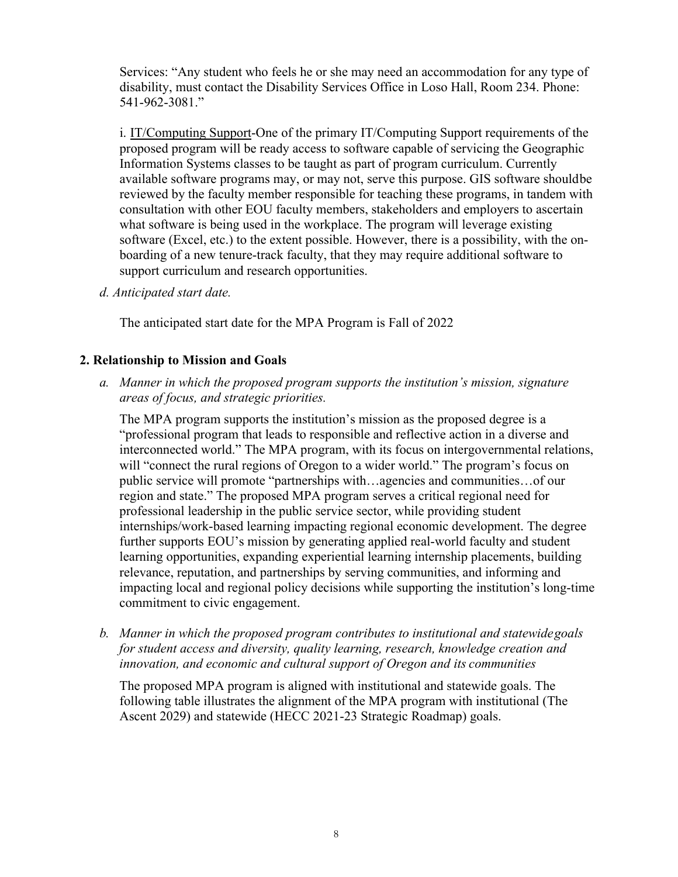Services: "Any student who feels he or she may need an accommodation for any type of disability, must contact the Disability Services Office in Loso Hall, Room 234. Phone: 541-962-3081."

i. IT/Computing Support-One of the primary IT/Computing Support requirements of the proposed program will be ready access to software capable of servicing the Geographic Information Systems classes to be taught as part of program curriculum. Currently available software programs may, or may not, serve this purpose. GIS software shouldbe reviewed by the faculty member responsible for teaching these programs, in tandem with consultation with other EOU faculty members, stakeholders and employers to ascertain what software is being used in the workplace. The program will leverage existing software (Excel, etc.) to the extent possible. However, there is a possibility, with the on-boarding of a new tenure-track faculty, that they may require additional software to support curriculum and research opportunities.

*d. Anticipated start date.*

The anticipated start date for the MPA Program is Fall of 2022

## 2. Relationship to Mission and Goals

*a. Manner in which the proposed program supports the institution's mission, signature areas of focus, and strategic priorities.*

The MPA program supports the institution's mission as the proposed degree is a "professional program that leads to responsible and reflective action in a diverse and interconnected world." The MPA program, with its focus on intergovernmental relations, will "connect the rural regions of Oregon to a wider world." The program's focus on public service will promote "partnerships with…agencies and communities…of our region and state." The proposed MPA program serves a critical regional need for professional leadership in the public service sector, while providing student internships/work-based learning impacting regional economic development. The degree further supports EOU's mission by generating applied real-world faculty and student learning opportunities, expanding experiential learning internship placements, building relevance, reputation, and partnerships by serving communities, and informing and impacting local and regional policy decisions while supporting the institution's long-time commitment to civic engagement.

*b. Manner in which the proposed program contributes to institutional and statewidegoals for student access and diversity, quality learning, research, knowledge creation and innovation, and economic and cultural support of Oregon and its communities*

The proposed MPA program is aligned with institutional and statewide goals. The following table illustrates the alignment of the MPA program with institutional (The Ascent 2029) and statewide (HECC 2021-23 Strategic Roadmap) goals.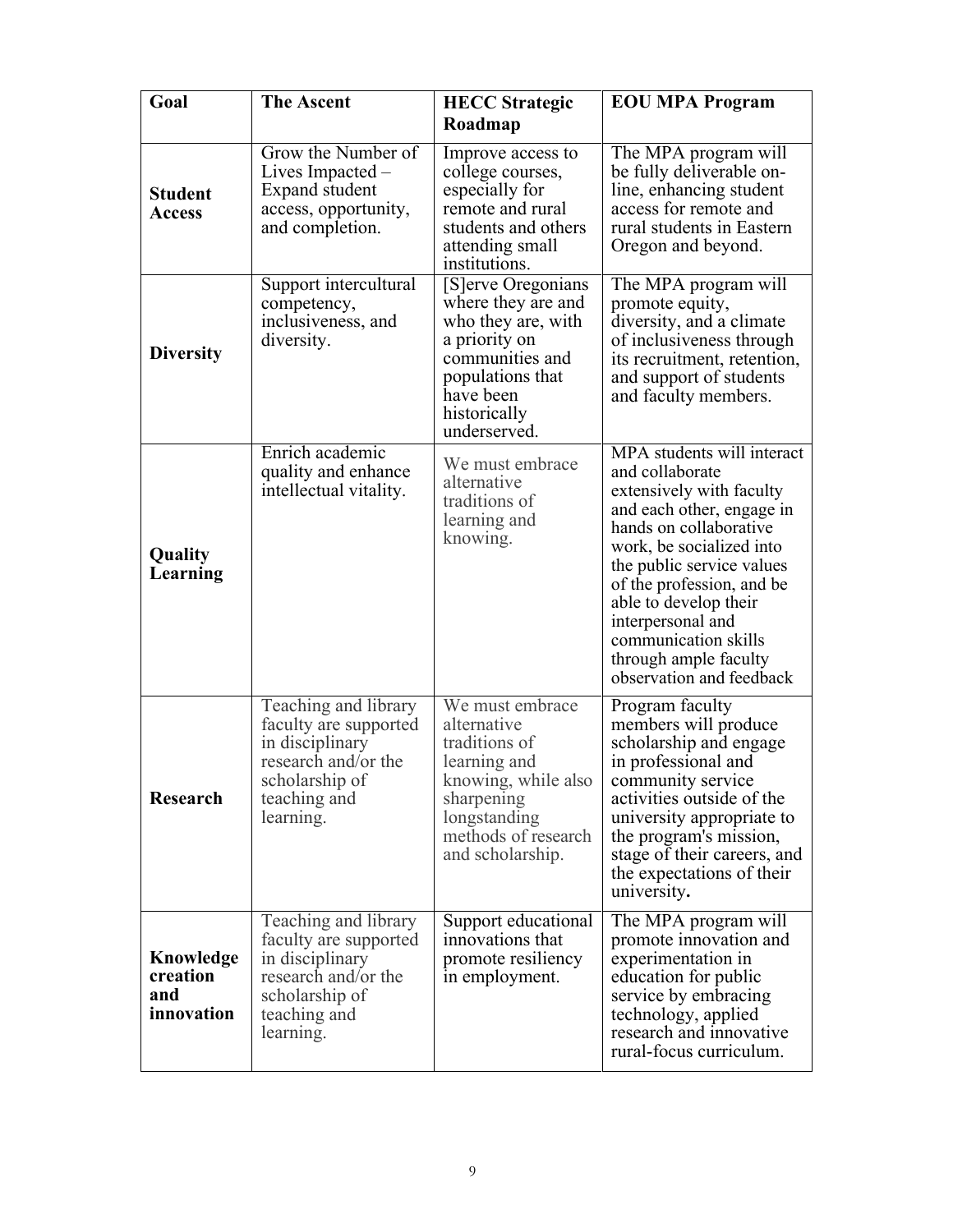| Goal | The Ascent | HECC Strategic Roadmap | EOU MPA Program |
| --- | --- | --- | --- |
| **Student Access** | Grow the Number of Lives Impacted – Expand student access, opportunity, and completion. | Improve access to college courses, especially for remote and rural students and others attending small institutions. | The MPA program will be fully deliverable on-line, enhancing student access for remote and rural students in Eastern Oregon and beyond. |
| **Diversity** | Support intercultural competency, inclusiveness, and diversity. | [S]erve Oregonians where they are and who they are, with a priority on communities and populations that have been historically underserved. | The MPA program will promote equity, diversity, and a climate of inclusiveness through its recruitment, retention, and support of students and faculty members. |
| **Quality Learning** | Enrich academic quality and enhance intellectual vitality. | We must embrace alternative traditions of learning and knowing. | MPA students will interact and collaborate extensively with faculty and each other, engage in hands on collaborative work, be socialized into the public service values of the profession, and be able to develop their interpersonal and communication skills through ample faculty observation and feedback |
| **Research** | Teaching and library faculty are supported in disciplinary research and/or the scholarship of teaching and learning. | We must embrace alternative traditions of learning and knowing, while also sharpening longstanding methods of research and scholarship. | Program faculty members will produce scholarship and engage in professional and community service activities outside of the university appropriate to the program's mission, stage of their careers, and the expectations of their university**.** |
| **Knowledge creation and innovation** | Teaching and library faculty are supported in disciplinary research and/or the scholarship of teaching and learning. | Support educational innovations that promote resiliency in employment. | The MPA program will promote innovation and experimentation in education for public service by embracing technology, applied research and innovative rural-focus curriculum. |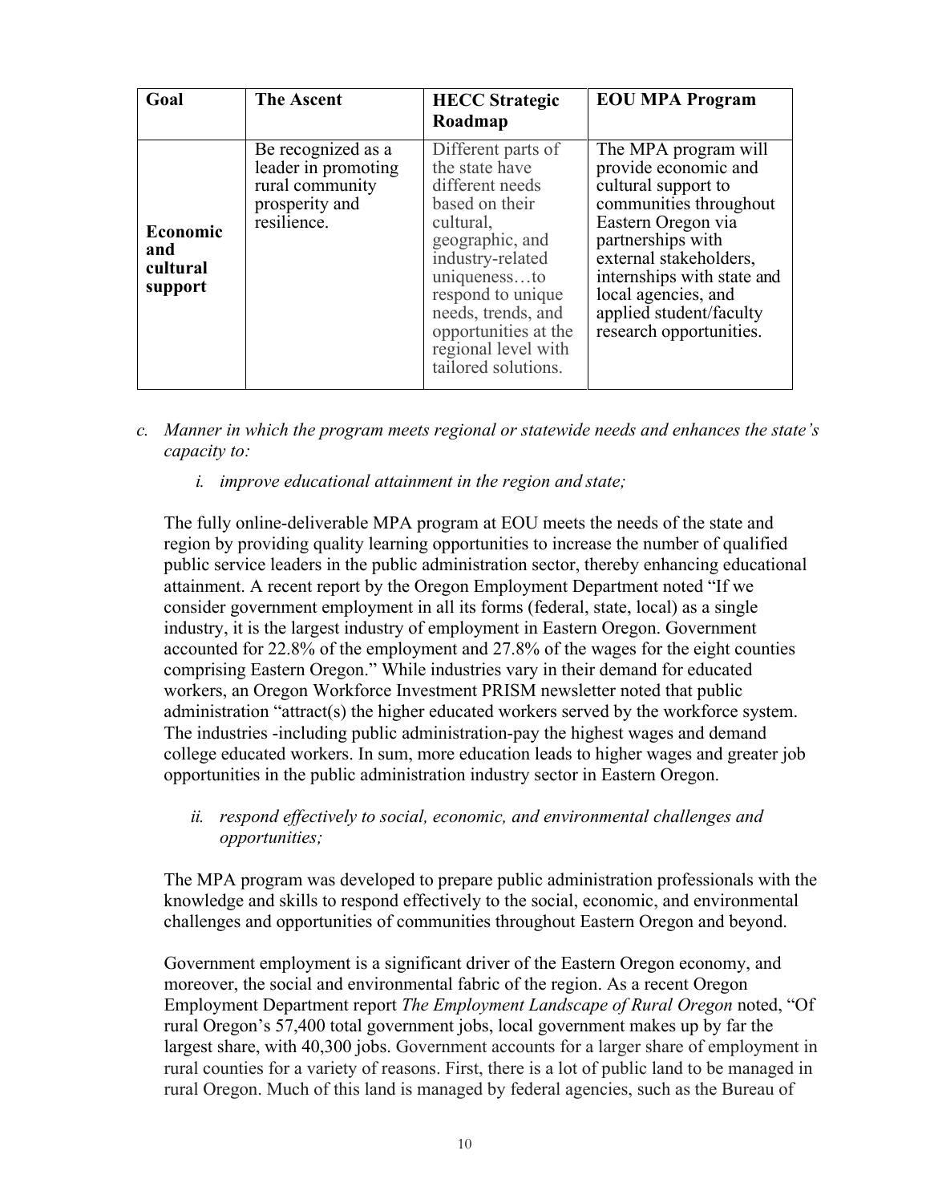| Goal | The Ascent | HECC Strategic Roadmap | EOU MPA Program |
| --- | --- | --- | --- |
| **Economic and cultural support** | Be recognized as a leader in promoting rural community prosperity and resilience. | Different parts of the state have different needs based on their cultural, geographic, and industry-related uniqueness…to respond to unique needs, trends, and opportunities at the regional level with tailored solutions. | The MPA program will provide economic and cultural support to communities throughout Eastern Oregon via partnerships with external stakeholders, internships with state and local agencies, and applied student/faculty research opportunities. |

*c. Manner in which the program meets regional or statewide needs and enhances the state's capacity to:*

*i. improve educational attainment in the region and state;*

The fully online-deliverable MPA program at EOU meets the needs of the state and region by providing quality learning opportunities to increase the number of qualified public service leaders in the public administration sector, thereby enhancing educational attainment. A recent report by the Oregon Employment Department noted "If we consider government employment in all its forms (federal, state, local) as a single industry, it is the largest industry of employment in Eastern Oregon. Government accounted for 22.8% of the employment and 27.8% of the wages for the eight counties comprising Eastern Oregon." While industries vary in their demand for educated workers, an Oregon Workforce Investment PRISM newsletter noted that public administration "attract(s) the higher educated workers served by the workforce system. The industries -including public administration-pay the highest wages and demand college educated workers. In sum, more education leads to higher wages and greater job opportunities in the public administration industry sector in Eastern Oregon.

*ii. respond effectively to social, economic, and environmental challenges and opportunities;*

The MPA program was developed to prepare public administration professionals with the knowledge and skills to respond effectively to the social, economic, and environmental challenges and opportunities of communities throughout Eastern Oregon and beyond.

Government employment is a significant driver of the Eastern Oregon economy, and moreover, the social and environmental fabric of the region. As a recent Oregon Employment Department report *The Employment Landscape of Rural Oregon* noted, "Of rural Oregon's 57,400 total government jobs, local government makes up by far the largest share, with 40,300 jobs. Government accounts for a larger share of employment in rural counties for a variety of reasons. First, there is a lot of public land to be managed in rural Oregon. Much of this land is managed by federal agencies, such as the Bureau of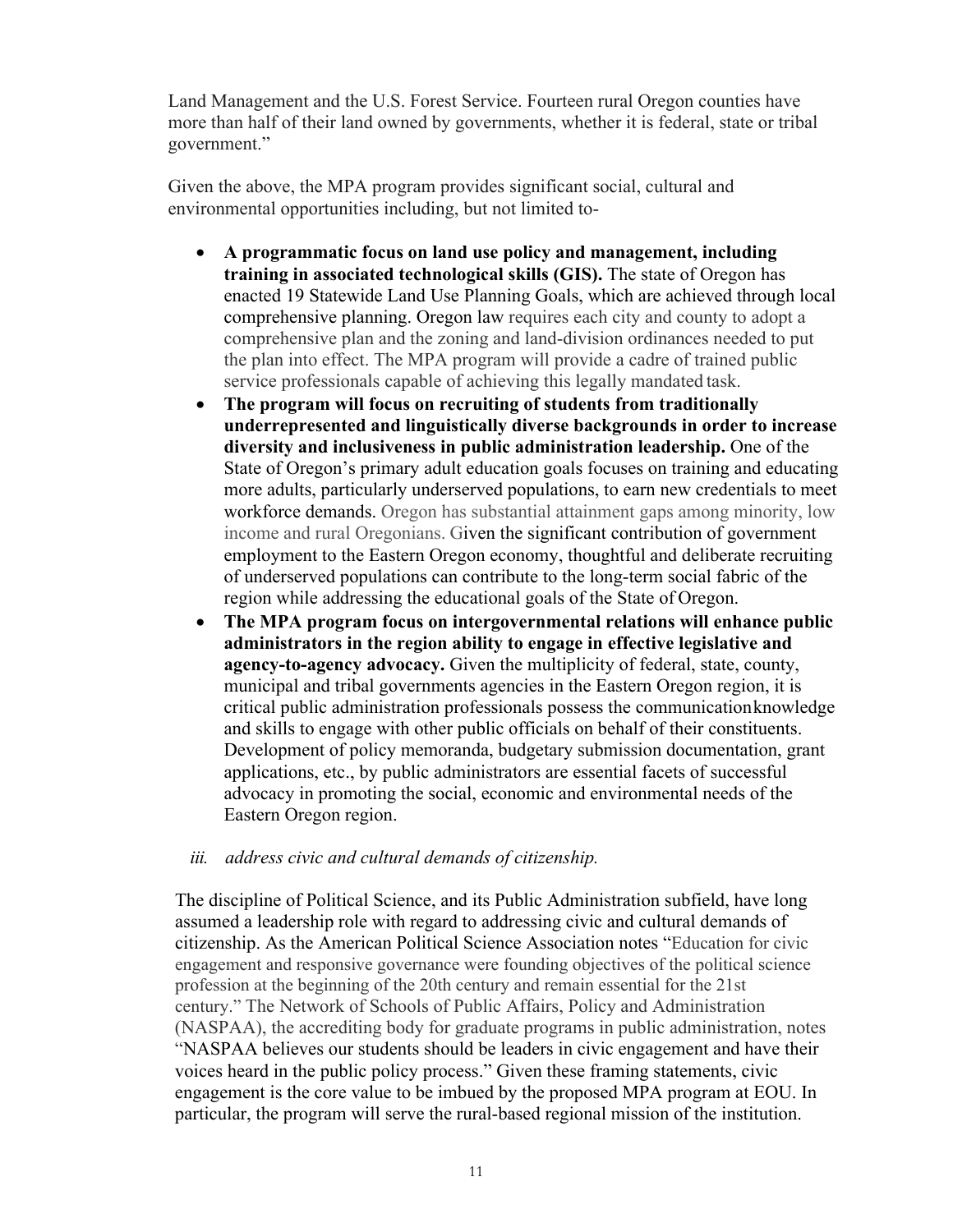Land Management and the U.S. Forest Service. Fourteen rural Oregon counties have more than half of their land owned by governments, whether it is federal, state or tribal government."

Given the above, the MPA program provides significant social, cultural and environmental opportunities including, but not limited to-

- **A programmatic focus on land use policy and management, including training in associated technological skills (GIS).** The state of Oregon has enacted 19 Statewide Land Use Planning Goals, which are achieved through local comprehensive planning. Oregon law requires each city and county to adopt a comprehensive plan and the zoning and land-division ordinances needed to put the plan into effect. The MPA program will provide a cadre of trained public service professionals capable of achieving this legally mandated task.
- **The program will focus on recruiting of students from traditionally underrepresented and linguistically diverse backgrounds in order to increase diversity and inclusiveness in public administration leadership.** One of the State of Oregon's primary adult education goals focuses on training and educating more adults, particularly underserved populations, to earn new credentials to meet workforce demands. Oregon has substantial attainment gaps among minority, low income and rural Oregonians. Given the significant contribution of government employment to the Eastern Oregon economy, thoughtful and deliberate recruiting of underserved populations can contribute to the long-term social fabric of the region while addressing the educational goals of the State of Oregon.
- **The MPA program focus on intergovernmental relations will enhance public administrators in the region ability to engage in effective legislative and agency-to-agency advocacy.** Given the multiplicity of federal, state, county, municipal and tribal governments agencies in the Eastern Oregon region, it is critical public administration professionals possess the communication knowledge and skills to engage with other public officials on behalf of their constituents. Development of policy memoranda, budgetary submission documentation, grant applications, etc., by public administrators are essential facets of successful advocacy in promoting the social, economic and environmental needs of the Eastern Oregon region.

*iii. address civic and cultural demands of citizenship.*

The discipline of Political Science, and its Public Administration subfield, have long assumed a leadership role with regard to addressing civic and cultural demands of citizenship. As the American Political Science Association notes "Education for civic engagement and responsive governance were founding objectives of the political science profession at the beginning of the 20th century and remain essential for the 21st century." The Network of Schools of Public Affairs, Policy and Administration (NASPAA), the accrediting body for graduate programs in public administration, notes "NASPAA believes our students should be leaders in civic engagement and have their voices heard in the public policy process." Given these framing statements, civic engagement is the core value to be imbued by the proposed MPA program at EOU. In particular, the program will serve the rural-based regional mission of the institution.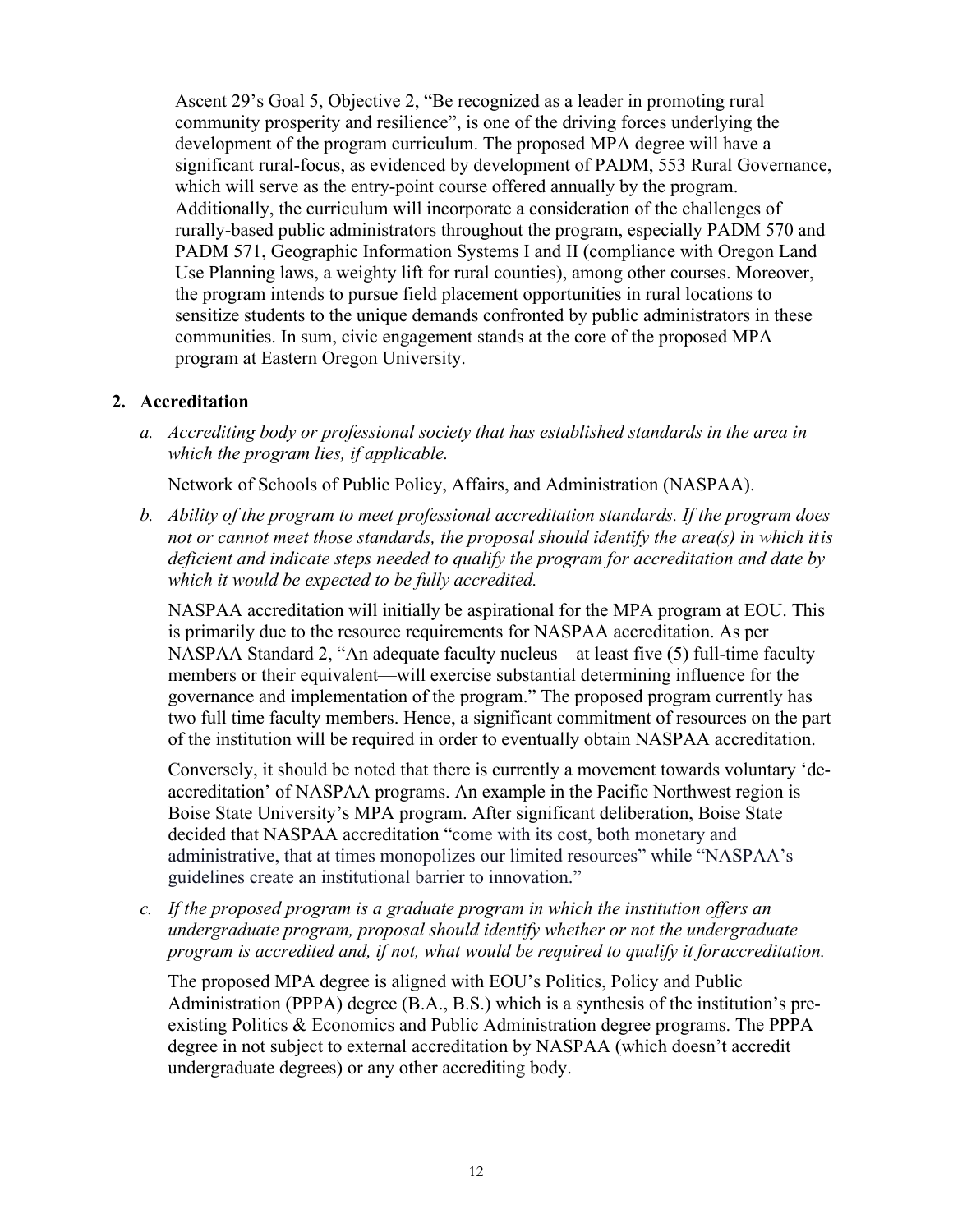Ascent 29's Goal 5, Objective 2, "Be recognized as a leader in promoting rural community prosperity and resilience", is one of the driving forces underlying the development of the program curriculum. The proposed MPA degree will have a significant rural-focus, as evidenced by development of PADM, 553 Rural Governance, which will serve as the entry-point course offered annually by the program. Additionally, the curriculum will incorporate a consideration of the challenges of rurally-based public administrators throughout the program, especially PADM 570 and PADM 571, Geographic Information Systems I and II (compliance with Oregon Land Use Planning laws, a weighty lift for rural counties), among other courses. Moreover, the program intends to pursue field placement opportunities in rural locations to sensitize students to the unique demands confronted by public administrators in these communities. In sum, civic engagement stands at the core of the proposed MPA program at Eastern Oregon University.

## 2. Accreditation

*a. Accrediting body or professional society that has established standards in the area in which the program lies, if applicable.*

Network of Schools of Public Policy, Affairs, and Administration (NASPAA).

*b. Ability of the program to meet professional accreditation standards. If the program does not or cannot meet those standards, the proposal should identify the area(s) in which it is deficient and indicate steps needed to qualify the program for accreditation and date by which it would be expected to be fully accredited.*

NASPAA accreditation will initially be aspirational for the MPA program at EOU. This is primarily due to the resource requirements for NASPAA accreditation. As per NASPAA Standard 2, "An adequate faculty nucleus—at least five (5) full-time faculty members or their equivalent—will exercise substantial determining influence for the governance and implementation of the program." The proposed program currently has two full time faculty members. Hence, a significant commitment of resources on the part of the institution will be required in order to eventually obtain NASPAA accreditation.

Conversely, it should be noted that there is currently a movement towards voluntary 'de-accreditation' of NASPAA programs. An example in the Pacific Northwest region is Boise State University's MPA program. After significant deliberation, Boise State decided that NASPAA accreditation "come with its cost, both monetary and administrative, that at times monopolizes our limited resources" while "NASPAA's guidelines create an institutional barrier to innovation."

*c. If the proposed program is a graduate program in which the institution offers an undergraduate program, proposal should identify whether or not the undergraduate program is accredited and, if not, what would be required to qualify it for accreditation.*

The proposed MPA degree is aligned with EOU's Politics, Policy and Public Administration (PPPA) degree (B.A., B.S.) which is a synthesis of the institution's pre-existing Politics & Economics and Public Administration degree programs. The PPPA degree in not subject to external accreditation by NASPAA (which doesn't accredit undergraduate degrees) or any other accrediting body.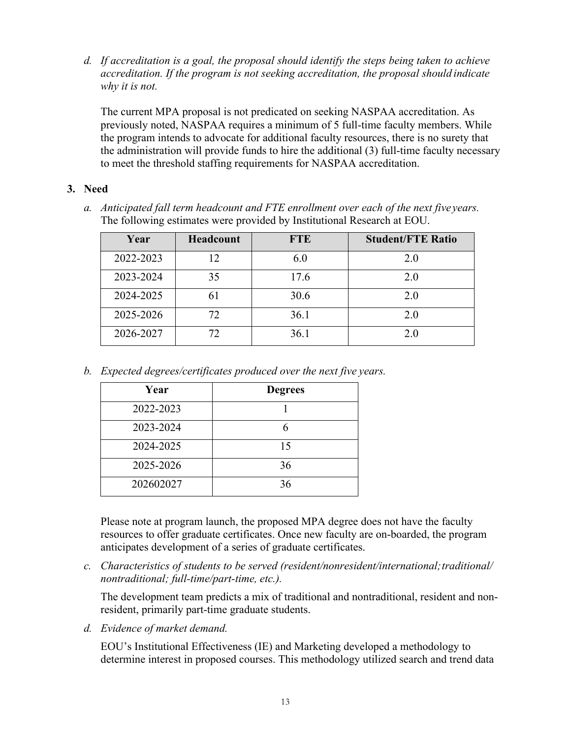*d. If accreditation is a goal, the proposal should identify the steps being taken to achieve accreditation. If the program is not seeking accreditation, the proposal should indicate why it is not.*

The current MPA proposal is not predicated on seeking NASPAA accreditation. As previously noted, NASPAA requires a minimum of 5 full-time faculty members. While the program intends to advocate for additional faculty resources, there is no surety that the administration will provide funds to hire the additional (3) full-time faculty necessary to meet the threshold staffing requirements for NASPAA accreditation.

## 3. Need

*a. Anticipated fall term headcount and FTE enrollment over each of the next five years.* The following estimates were provided by Institutional Research at EOU.

| Year | Headcount | FTE | Student/FTE Ratio |
|---|---|---|---|
| 2022-2023 | 12 | 6.0 | 2.0 |
| 2023-2024 | 35 | 17.6 | 2.0 |
| 2024-2025 | 61 | 30.6 | 2.0 |
| 2025-2026 | 72 | 36.1 | 2.0 |
| 2026-2027 | 72 | 36.1 | 2.0 |

*b. Expected degrees/certificates produced over the next five years.*

| Year | Degrees |
|---|---|
| 2022-2023 | 1 |
| 2023-2024 | 6 |
| 2024-2025 | 15 |
| 2025-2026 | 36 |
| 202602027 | 36 |

Please note at program launch, the proposed MPA degree does not have the faculty resources to offer graduate certificates. Once new faculty are on-boarded, the program anticipates development of a series of graduate certificates.

*c. Characteristics of students to be served (resident/nonresident/international; traditional/ nontraditional; full-time/part-time, etc.).*

The development team predicts a mix of traditional and nontraditional, resident and non-resident, primarily part-time graduate students.

*d. Evidence of market demand.*

EOU's Institutional Effectiveness (IE) and Marketing developed a methodology to determine interest in proposed courses. This methodology utilized search and trend data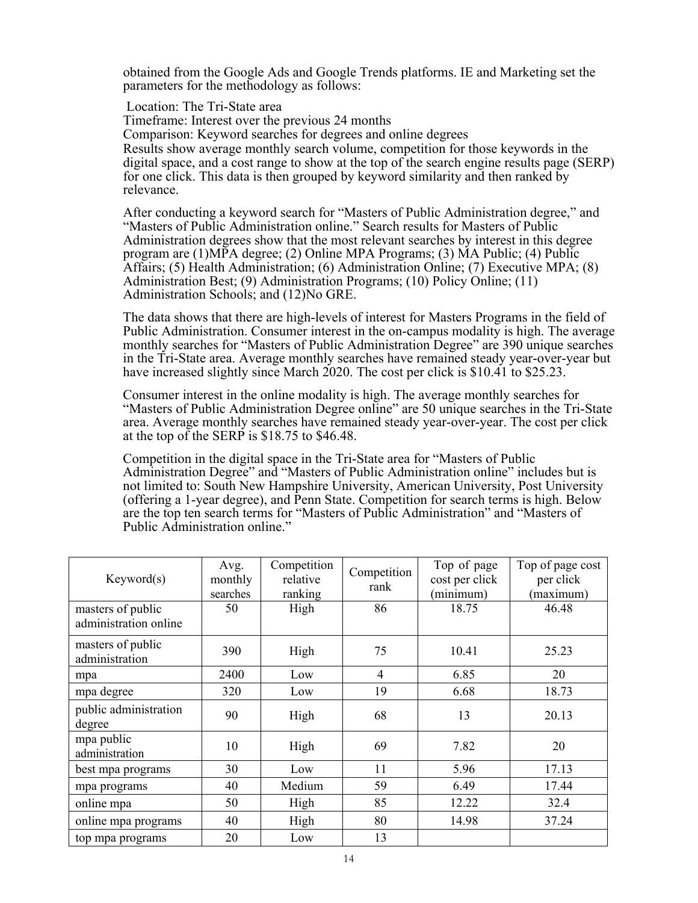obtained from the Google Ads and Google Trends platforms. IE and Marketing set the parameters for the methodology as follows:

Location: The Tri-State area
Timeframe: Interest over the previous 24 months
Comparison: Keyword searches for degrees and online degrees
Results show average monthly search volume, competition for those keywords in the digital space, and a cost range to show at the top of the search engine results page (SERP) for one click. This data is then grouped by keyword similarity and then ranked by relevance.

After conducting a keyword search for "Masters of Public Administration degree," and "Masters of Public Administration online." Search results for Masters of Public Administration degrees show that the most relevant searches by interest in this degree program are (1)MPA degree; (2) Online MPA Programs; (3) MA Public; (4) Public Affairs; (5) Health Administration; (6) Administration Online; (7) Executive MPA; (8) Administration Best; (9) Administration Programs; (10) Policy Online; (11) Administration Schools; and (12)No GRE.

The data shows that there are high-levels of interest for Masters Programs in the field of Public Administration. Consumer interest in the on-campus modality is high. The average monthly searches for "Masters of Public Administration Degree" are 390 unique searches in the Tri-State area. Average monthly searches have remained steady year-over-year but have increased slightly since March 2020. The cost per click is $10.41 to $25.23.

Consumer interest in the online modality is high. The average monthly searches for "Masters of Public Administration Degree online" are 50 unique searches in the Tri-State area. Average monthly searches have remained steady year-over-year. The cost per click at the top of the SERP is $18.75 to $46.48.

Competition in the digital space in the Tri-State area for "Masters of Public Administration Degree" and "Masters of Public Administration online" includes but is not limited to: South New Hampshire University, American University, Post University (offering a 1-year degree), and Penn State. Competition for search terms is high. Below are the top ten search terms for "Masters of Public Administration" and "Masters of Public Administration online."

| Keyword(s) | Avg. monthly searches | Competition relative ranking | Competition rank | Top of page cost per click (minimum) | Top of page cost per click (maximum) |
|---|---|---|---|---|---|
| masters of public administration online | 50 | High | 86 | 18.75 | 46.48 |
| masters of public administration | 390 | High | 75 | 10.41 | 25.23 |
| mpa | 2400 | Low | 4 | 6.85 | 20 |
| mpa degree | 320 | Low | 19 | 6.68 | 18.73 |
| public administration degree | 90 | High | 68 | 13 | 20.13 |
| mpa public administration | 10 | High | 69 | 7.82 | 20 |
| best mpa programs | 30 | Low | 11 | 5.96 | 17.13 |
| mpa programs | 40 | Medium | 59 | 6.49 | 17.44 |
| online mpa | 50 | High | 85 | 12.22 | 32.4 |
| online mpa programs | 40 | High | 80 | 14.98 | 37.24 |
| top mpa programs | 20 | Low | 13 | | |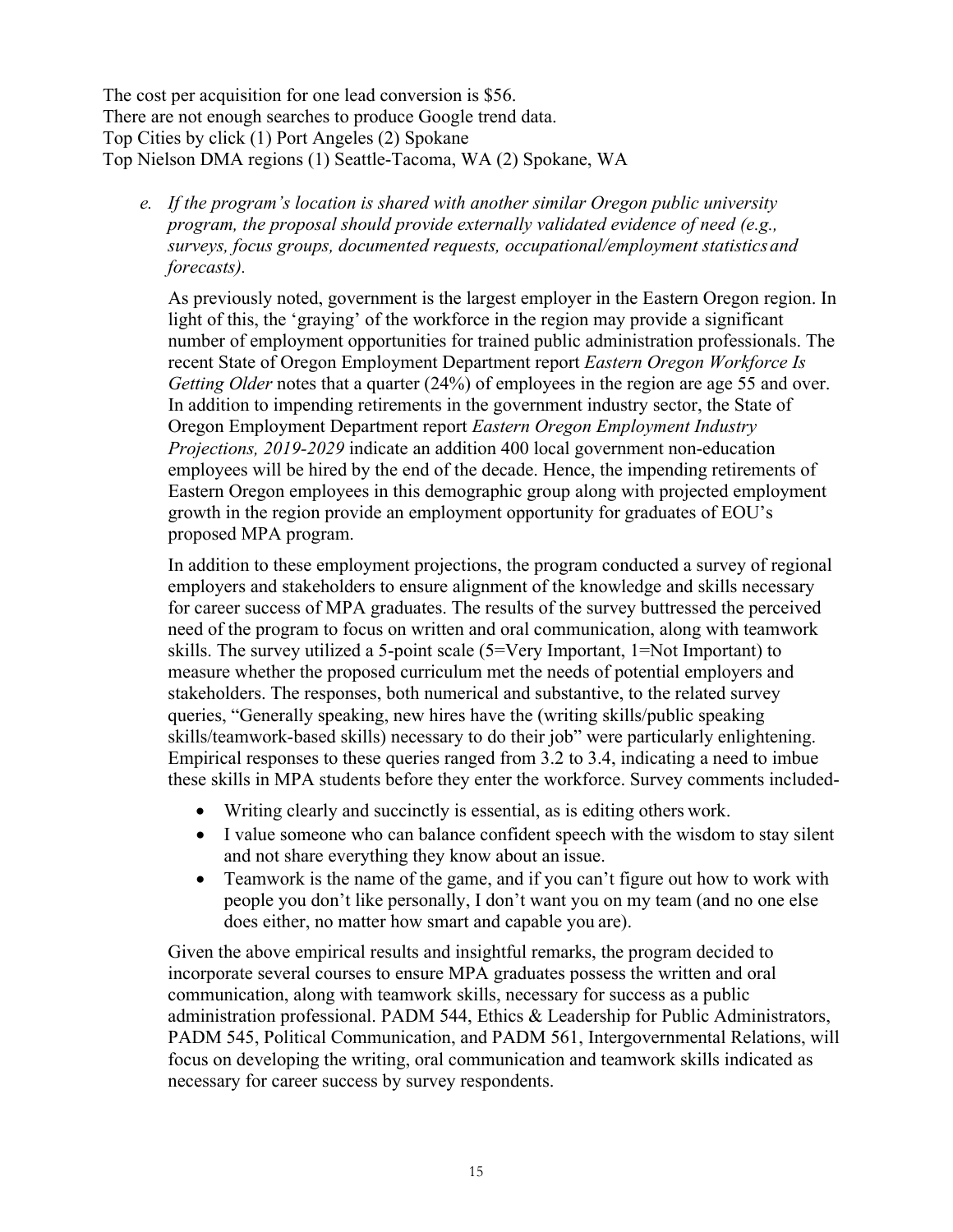The cost per acquisition for one lead conversion is $56.
There are not enough searches to produce Google trend data.
Top Cities by click (1) Port Angeles (2) Spokane
Top Nielson DMA regions (1) Seattle-Tacoma, WA (2) Spokane, WA

*e. If the program's location is shared with another similar Oregon public university program, the proposal should provide externally validated evidence of need (e.g., surveys, focus groups, documented requests, occupational/employment statistics and forecasts).*

As previously noted, government is the largest employer in the Eastern Oregon region. In light of this, the 'graying' of the workforce in the region may provide a significant number of employment opportunities for trained public administration professionals. The recent State of Oregon Employment Department report *Eastern Oregon Workforce Is Getting Older* notes that a quarter (24%) of employees in the region are age 55 and over. In addition to impending retirements in the government industry sector, the State of Oregon Employment Department report *Eastern Oregon Employment Industry Projections, 2019-2029* indicate an addition 400 local government non-education employees will be hired by the end of the decade. Hence, the impending retirements of Eastern Oregon employees in this demographic group along with projected employment growth in the region provide an employment opportunity for graduates of EOU's proposed MPA program.

In addition to these employment projections, the program conducted a survey of regional employers and stakeholders to ensure alignment of the knowledge and skills necessary for career success of MPA graduates. The results of the survey buttressed the perceived need of the program to focus on written and oral communication, along with teamwork skills. The survey utilized a 5-point scale (5=Very Important, 1=Not Important) to measure whether the proposed curriculum met the needs of potential employers and stakeholders. The responses, both numerical and substantive, to the related survey queries, "Generally speaking, new hires have the (writing skills/public speaking skills/teamwork-based skills) necessary to do their job" were particularly enlightening. Empirical responses to these queries ranged from 3.2 to 3.4, indicating a need to imbue these skills in MPA students before they enter the workforce. Survey comments included-

- Writing clearly and succinctly is essential, as is editing others work.
- I value someone who can balance confident speech with the wisdom to stay silent and not share everything they know about an issue.
- Teamwork is the name of the game, and if you can't figure out how to work with people you don't like personally, I don't want you on my team (and no one else does either, no matter how smart and capable you are).

Given the above empirical results and insightful remarks, the program decided to incorporate several courses to ensure MPA graduates possess the written and oral communication, along with teamwork skills, necessary for success as a public administration professional. PADM 544, Ethics & Leadership for Public Administrators, PADM 545, Political Communication, and PADM 561, Intergovernmental Relations, will focus on developing the writing, oral communication and teamwork skills indicated as necessary for career success by survey respondents.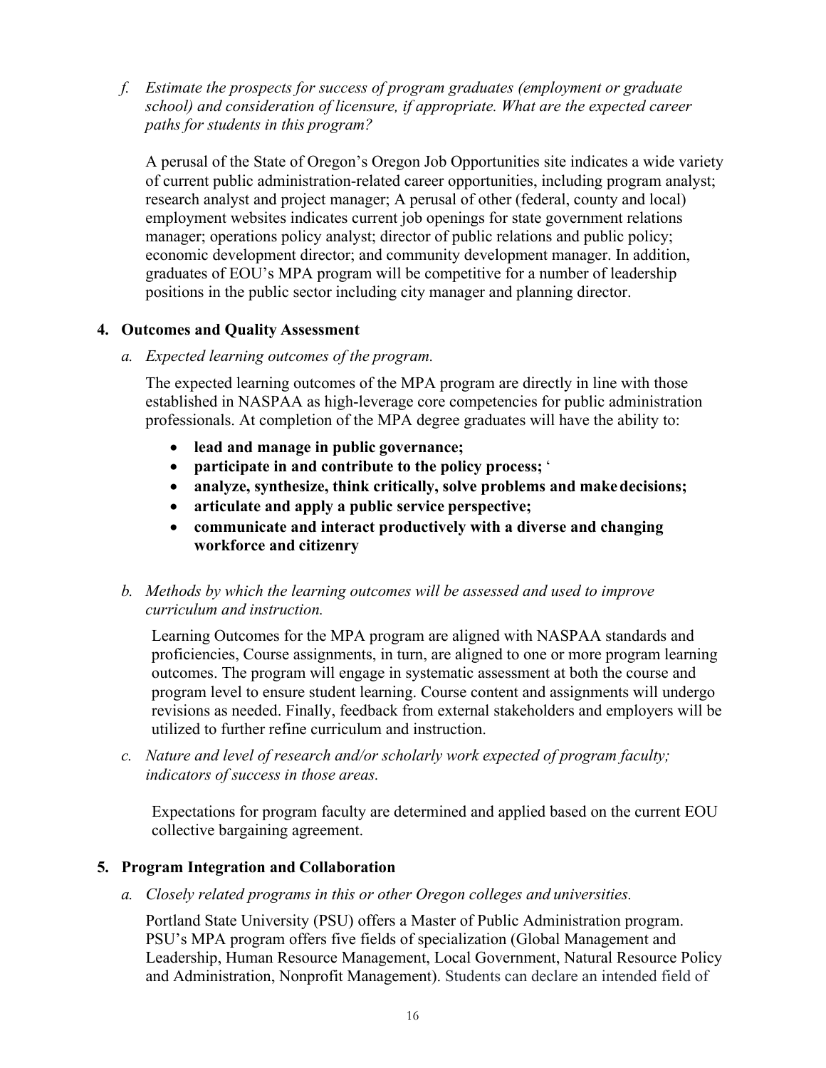*f. Estimate the prospects for success of program graduates (employment or graduate school) and consideration of licensure, if appropriate. What are the expected career paths for students in this program?*

A perusal of the State of Oregon's Oregon Job Opportunities site indicates a wide variety of current public administration-related career opportunities, including program analyst; research analyst and project manager; A perusal of other (federal, county and local) employment websites indicates current job openings for state government relations manager; operations policy analyst; director of public relations and public policy; economic development director; and community development manager. In addition, graduates of EOU's MPA program will be competitive for a number of leadership positions in the public sector including city manager and planning director.

## 4. Outcomes and Quality Assessment

*a. Expected learning outcomes of the program.*

The expected learning outcomes of the MPA program are directly in line with those established in NASPAA as high-leverage core competencies for public administration professionals. At completion of the MPA degree graduates will have the ability to:

- **lead and manage in public governance;**
- **participate in and contribute to the policy process;** '
- **analyze, synthesize, think critically, solve problems and make decisions;**
- **articulate and apply a public service perspective;**
- **communicate and interact productively with a diverse and changing workforce and citizenry**

*b. Methods by which the learning outcomes will be assessed and used to improve curriculum and instruction.*

Learning Outcomes for the MPA program are aligned with NASPAA standards and proficiencies, Course assignments, in turn, are aligned to one or more program learning outcomes. The program will engage in systematic assessment at both the course and program level to ensure student learning. Course content and assignments will undergo revisions as needed. Finally, feedback from external stakeholders and employers will be utilized to further refine curriculum and instruction.

*c. Nature and level of research and/or scholarly work expected of program faculty; indicators of success in those areas.*

Expectations for program faculty are determined and applied based on the current EOU collective bargaining agreement.

## 5. Program Integration and Collaboration

*a. Closely related programs in this or other Oregon colleges and universities.*

Portland State University (PSU) offers a Master of Public Administration program. PSU's MPA program offers five fields of specialization (Global Management and Leadership, Human Resource Management, Local Government, Natural Resource Policy and Administration, Nonprofit Management). Students can declare an intended field of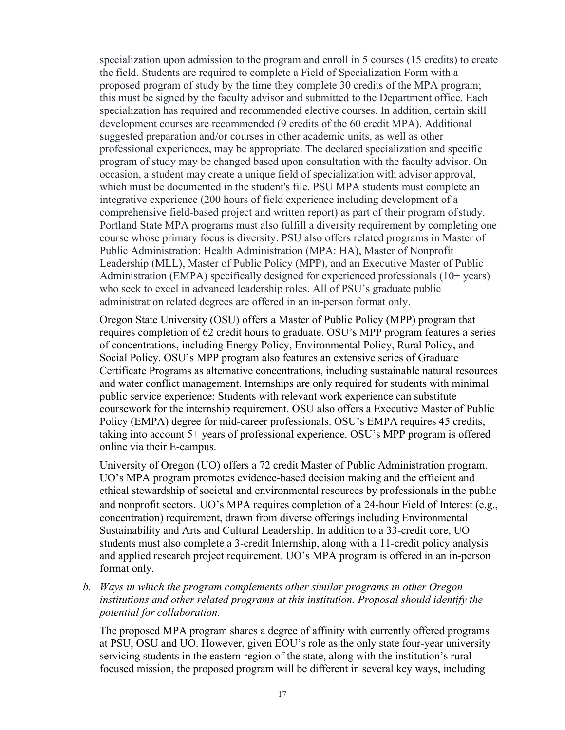specialization upon admission to the program and enroll in 5 courses (15 credits) to create the field. Students are required to complete a Field of Specialization Form with a proposed program of study by the time they complete 30 credits of the MPA program; this must be signed by the faculty advisor and submitted to the Department office. Each specialization has required and recommended elective courses. In addition, certain skill development courses are recommended (9 credits of the 60 credit MPA). Additional suggested preparation and/or courses in other academic units, as well as other professional experiences, may be appropriate. The declared specialization and specific program of study may be changed based upon consultation with the faculty advisor. On occasion, a student may create a unique field of specialization with advisor approval, which must be documented in the student's file. PSU MPA students must complete an integrative experience (200 hours of field experience including development of a comprehensive field-based project and written report) as part of their program of study. Portland State MPA programs must also fulfill a diversity requirement by completing one course whose primary focus is diversity. PSU also offers related programs in Master of Public Administration: Health Administration (MPA: HA), Master of Nonprofit Leadership (MLL), Master of Public Policy (MPP), and an Executive Master of Public Administration (EMPA) specifically designed for experienced professionals (10+ years) who seek to excel in advanced leadership roles. All of PSU's graduate public administration related degrees are offered in an in-person format only.

Oregon State University (OSU) offers a Master of Public Policy (MPP) program that requires completion of 62 credit hours to graduate. OSU's MPP program features a series of concentrations, including Energy Policy, Environmental Policy, Rural Policy, and Social Policy. OSU's MPP program also features an extensive series of Graduate Certificate Programs as alternative concentrations, including sustainable natural resources and water conflict management. Internships are only required for students with minimal public service experience; Students with relevant work experience can substitute coursework for the internship requirement. OSU also offers a Executive Master of Public Policy (EMPA) degree for mid-career professionals. OSU's EMPA requires 45 credits, taking into account 5+ years of professional experience. OSU's MPP program is offered online via their E-campus.

University of Oregon (UO) offers a 72 credit Master of Public Administration program. UO's MPA program promotes evidence-based decision making and the efficient and ethical stewardship of societal and environmental resources by professionals in the public and nonprofit sectors. UO's MPA requires completion of a 24-hour Field of Interest (e.g., concentration) requirement, drawn from diverse offerings including Environmental Sustainability and Arts and Cultural Leadership. In addition to a 33-credit core, UO students must also complete a 3-credit Internship, along with a 11-credit policy analysis and applied research project requirement. UO's MPA program is offered in an in-person format only.

*b. Ways in which the program complements other similar programs in other Oregon institutions and other related programs at this institution. Proposal should identify the potential for collaboration.*

The proposed MPA program shares a degree of affinity with currently offered programs at PSU, OSU and UO. However, given EOU's role as the only state four-year university servicing students in the eastern region of the state, along with the institution's rural-focused mission, the proposed program will be different in several key ways, including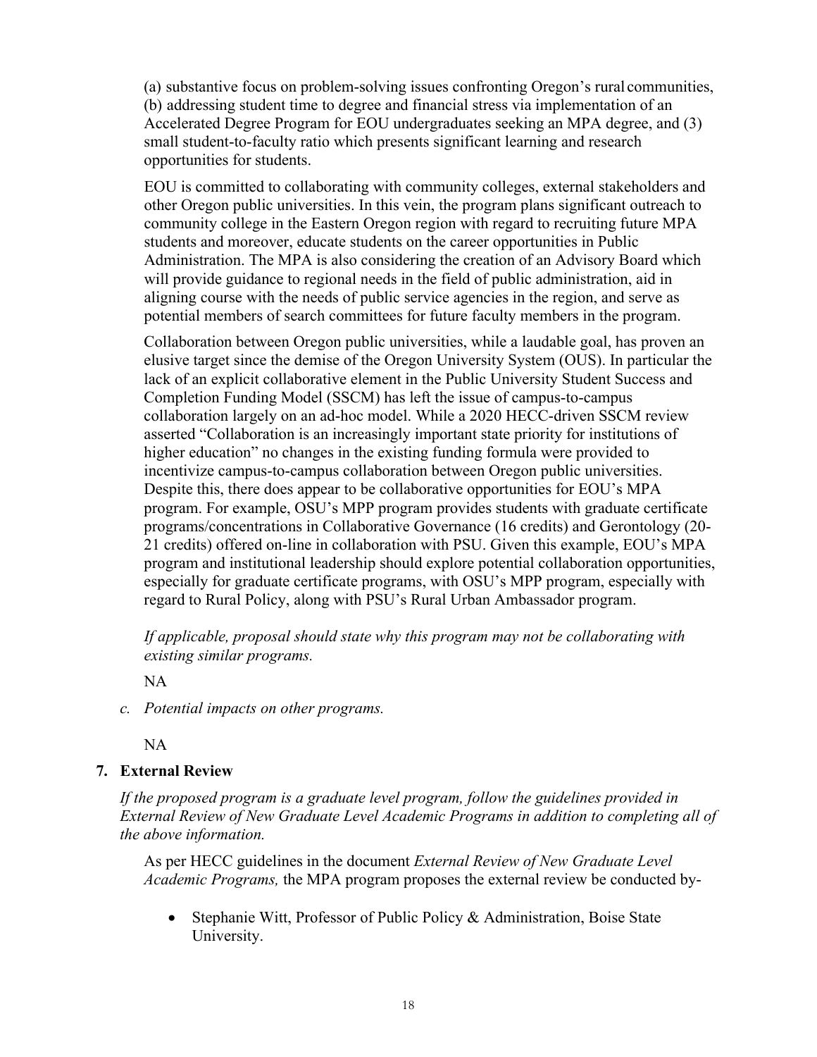(a) substantive focus on problem-solving issues confronting Oregon's rural communities, (b) addressing student time to degree and financial stress via implementation of an Accelerated Degree Program for EOU undergraduates seeking an MPA degree, and (3) small student-to-faculty ratio which presents significant learning and research opportunities for students.

EOU is committed to collaborating with community colleges, external stakeholders and other Oregon public universities. In this vein, the program plans significant outreach to community college in the Eastern Oregon region with regard to recruiting future MPA students and moreover, educate students on the career opportunities in Public Administration. The MPA is also considering the creation of an Advisory Board which will provide guidance to regional needs in the field of public administration, aid in aligning course with the needs of public service agencies in the region, and serve as potential members of search committees for future faculty members in the program.

Collaboration between Oregon public universities, while a laudable goal, has proven an elusive target since the demise of the Oregon University System (OUS). In particular the lack of an explicit collaborative element in the Public University Student Success and Completion Funding Model (SSCM) has left the issue of campus-to-campus collaboration largely on an ad-hoc model. While a 2020 HECC-driven SSCM review asserted "Collaboration is an increasingly important state priority for institutions of higher education" no changes in the existing funding formula were provided to incentivize campus-to-campus collaboration between Oregon public universities. Despite this, there does appear to be collaborative opportunities for EOU's MPA program. For example, OSU's MPP program provides students with graduate certificate programs/concentrations in Collaborative Governance (16 credits) and Gerontology (20-21 credits) offered on-line in collaboration with PSU. Given this example, EOU's MPA program and institutional leadership should explore potential collaboration opportunities, especially for graduate certificate programs, with OSU's MPP program, especially with regard to Rural Policy, along with PSU's Rural Urban Ambassador program.

*If applicable, proposal should state why this program may not be collaborating with existing similar programs.*

NA

c. *Potential impacts on other programs.*

NA

## 7. External Review

*If the proposed program is a graduate level program, follow the guidelines provided in External Review of New Graduate Level Academic Programs in addition to completing all of the above information.*

As per HECC guidelines in the document *External Review of New Graduate Level Academic Programs,* the MPA program proposes the external review be conducted by-

- Stephanie Witt, Professor of Public Policy & Administration, Boise State University.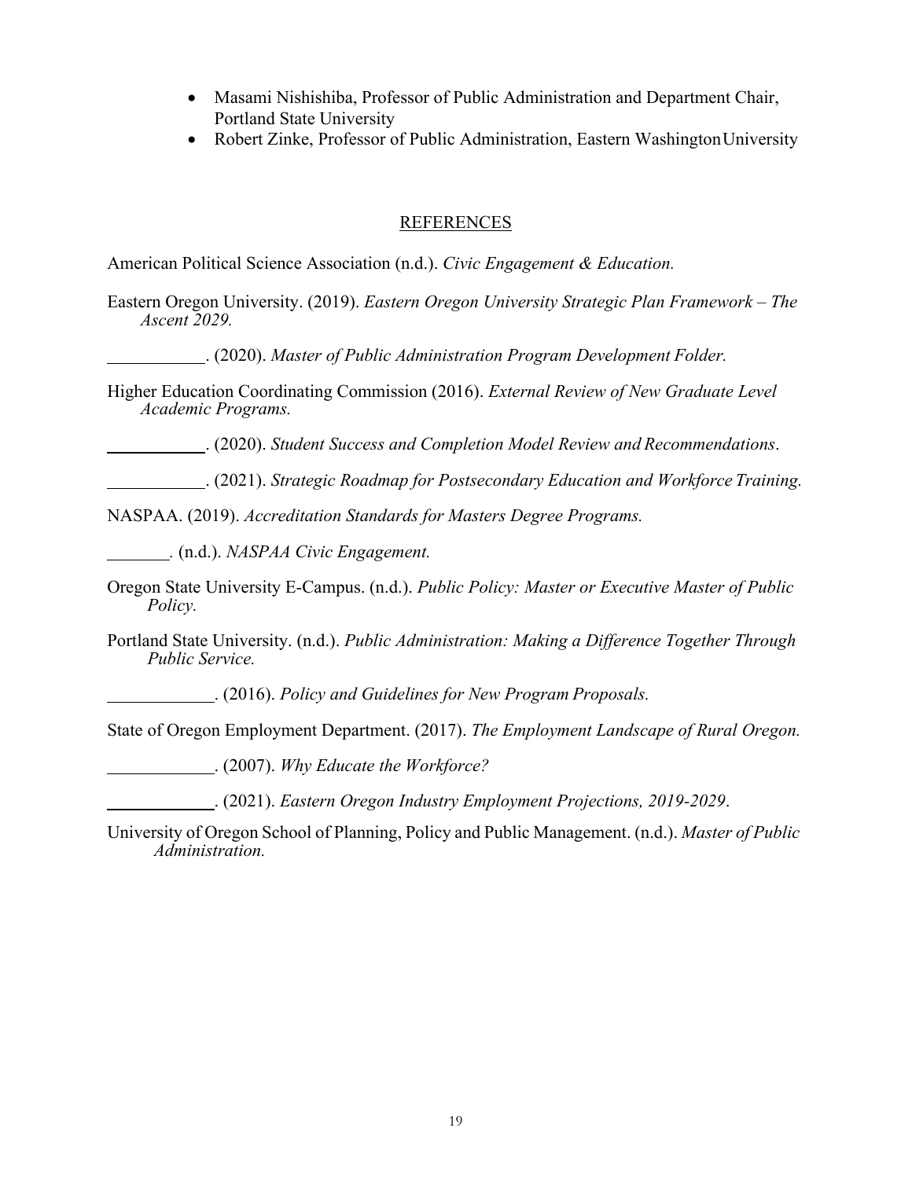- Masami Nishishiba, Professor of Public Administration and Department Chair, Portland State University
- Robert Zinke, Professor of Public Administration, Eastern Washington University

## REFERENCES

American Political Science Association (n.d.). *Civic Engagement & Education.*

Eastern Oregon University. (2019). *Eastern Oregon University Strategic Plan Framework – The Ascent 2029.*

\_\_\_\_\_\_\_\_\_\_\_. (2020). *Master of Public Administration Program Development Folder.*

Higher Education Coordinating Commission (2016). *External Review of New Graduate Level Academic Programs.*

\_\_\_\_\_\_\_\_\_\_\_. (2020). *Student Success and Completion Model Review and Recommendations*.

\_\_\_\_\_\_\_\_\_\_\_. (2021). *Strategic Roadmap for Postsecondary Education and Workforce Training.*

NASPAA. (2019). *Accreditation Standards for Masters Degree Programs.*

\_\_\_\_\_\_\_. (n.d.). *NASPAA Civic Engagement.*

Oregon State University E-Campus. (n.d.). *Public Policy: Master or Executive Master of Public Policy.*

Portland State University. (n.d.). *Public Administration: Making a Difference Together Through Public Service.*

\_\_\_\_\_\_\_\_\_\_\_\_. (2016). *Policy and Guidelines for New Program Proposals.*

State of Oregon Employment Department. (2017). *The Employment Landscape of Rural Oregon.*

\_\_\_\_\_\_\_\_\_\_\_\_. (2007). *Why Educate the Workforce?*

\_\_\_\_\_\_\_\_\_\_\_\_. (2021). *Eastern Oregon Industry Employment Projections, 2019-2029*.

University of Oregon School of Planning, Policy and Public Management. (n.d.). *Master of Public Administration.*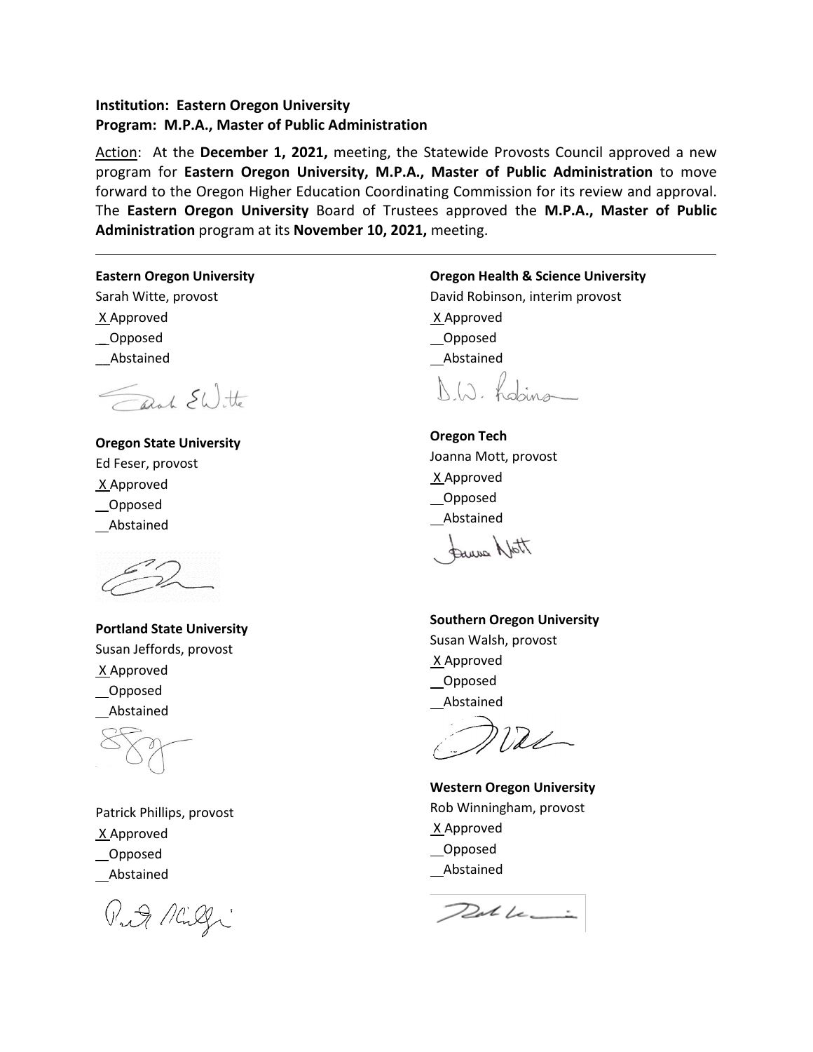**Institution: Eastern Oregon University**
**Program: M.P.A., Master of Public Administration**

Action: At the **December 1, 2021,** meeting, the Statewide Provosts Council approved a new program for **Eastern Oregon University, M.P.A., Master of Public Administration** to move forward to the Oregon Higher Education Coordinating Commission for its review and approval. The **Eastern Oregon University** Board of Trustees approved the **M.P.A., Master of Public Administration** program at its **November 10, 2021,** meeting.

---

**Eastern Oregon University**
Sarah Witte, provost
X Approved
__Opposed
__Abstained

**Oregon State University**
Ed Feser, provost
X Approved
__Opposed
__Abstained

**Portland State University**
Susan Jeffords, provost
X Approved
__Opposed
__Abstained

Patrick Phillips, provost
X Approved
__Opposed
__Abstained

**Oregon Health & Science University**
David Robinson, interim provost
X Approved
__Opposed
__Abstained

**Oregon Tech**
Joanna Mott, provost
X Approved
__Opposed
__Abstained

**Southern Oregon University**
Susan Walsh, provost
X Approved
__Opposed
__Abstained

**Western Oregon University**
Rob Winningham, provost
X Approved
__Opposed
__Abstained